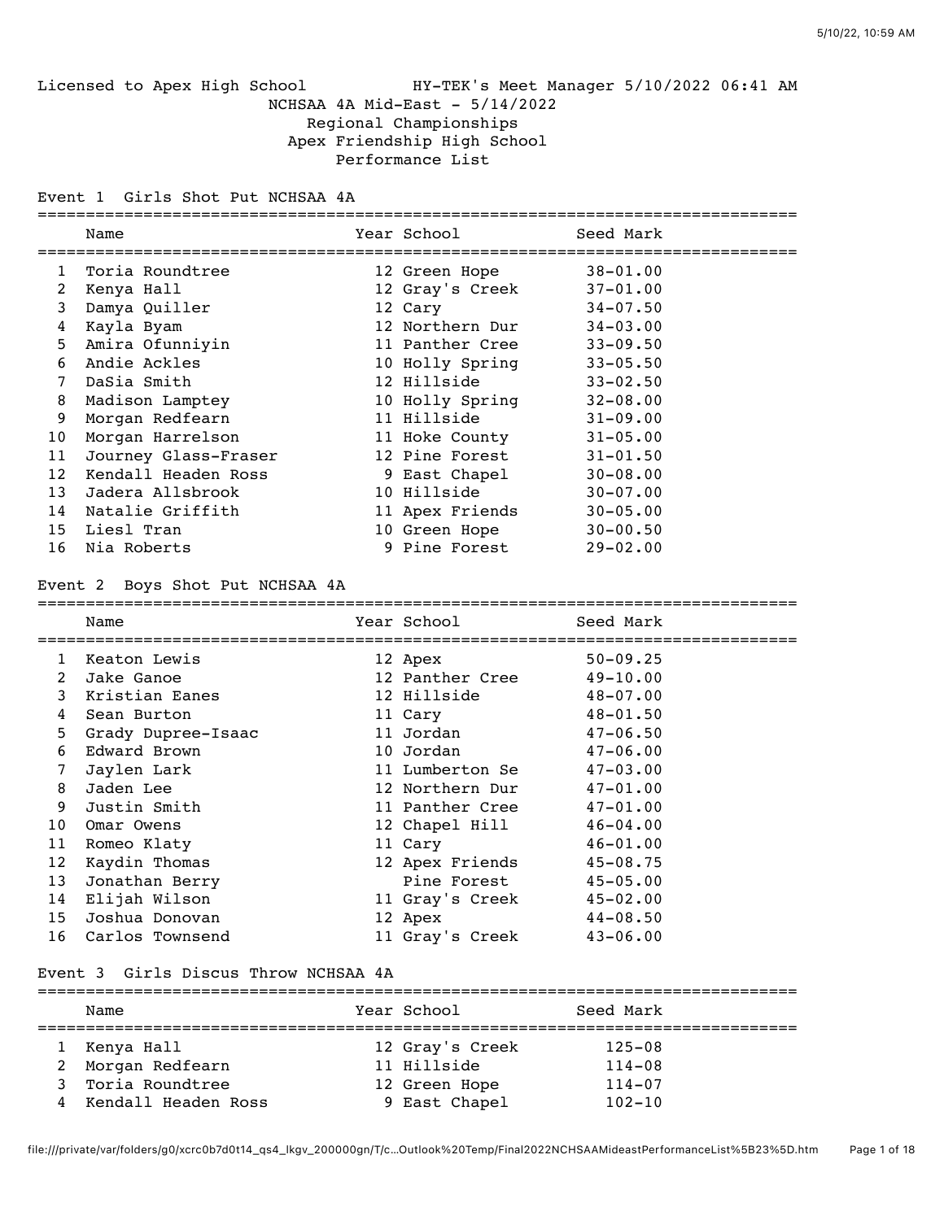Licensed to Apex High School HY-TEK's Meet Manager 5/10/2022 06:41 AM

# NCHSAA 4A Mid-East - 5/14/2022

## Regional Championships

## Apex Friendship High School

## Performance List

### Event 1 Girls Shot Put NCHSAA 4A

| | Name | Year | School | Seed Mark |
|---|---|---|---|---|
| 1 | Toria Roundtree | 12 | Green Hope | 38-01.00 |
| 2 | Kenya Hall | 12 | Gray's Creek | 37-01.00 |
| 3 | Damya Quiller | 12 | Cary | 34-07.50 |
| 4 | Kayla Byam | 12 | Northern Dur | 34-03.00 |
| 5 | Amira Ofunniyin | 11 | Panther Cree | 33-09.50 |
| 6 | Andie Ackles | 10 | Holly Spring | 33-05.50 |
| 7 | DaSia Smith | 12 | Hillside | 33-02.50 |
| 8 | Madison Lamptey | 10 | Holly Spring | 32-08.00 |
| 9 | Morgan Redfearn | 11 | Hillside | 31-09.00 |
| 10 | Morgan Harrelson | 11 | Hoke County | 31-05.00 |
| 11 | Journey Glass-Fraser | 12 | Pine Forest | 31-01.50 |
| 12 | Kendall Headen Ross | 9 | East Chapel | 30-08.00 |
| 13 | Jadera Allsbrook | 10 | Hillside | 30-07.00 |
| 14 | Natalie Griffith | 11 | Apex Friends | 30-05.00 |
| 15 | Liesl Tran | 10 | Green Hope | 30-00.50 |
| 16 | Nia Roberts | 9 | Pine Forest | 29-02.00 |

### Event 2 Boys Shot Put NCHSAA 4A

| | Name | Year | School | Seed Mark |
|---|---|---|---|---|
| 1 | Keaton Lewis | 12 | Apex | 50-09.25 |
| 2 | Jake Ganoe | 12 | Panther Cree | 49-10.00 |
| 3 | Kristian Eanes | 12 | Hillside | 48-07.00 |
| 4 | Sean Burton | 11 | Cary | 48-01.50 |
| 5 | Grady Dupree-Isaac | 11 | Jordan | 47-06.50 |
| 6 | Edward Brown | 10 | Jordan | 47-06.00 |
| 7 | Jaylen Lark | 11 | Lumberton Se | 47-03.00 |
| 8 | Jaden Lee | 12 | Northern Dur | 47-01.00 |
| 9 | Justin Smith | 11 | Panther Cree | 47-01.00 |
| 10 | Omar Owens | 12 | Chapel Hill | 46-04.00 |
| 11 | Romeo Klaty | 11 | Cary | 46-01.00 |
| 12 | Kaydin Thomas | 12 | Apex Friends | 45-08.75 |
| 13 | Jonathan Berry | | Pine Forest | 45-05.00 |
| 14 | Elijah Wilson | 11 | Gray's Creek | 45-02.00 |
| 15 | Joshua Donovan | 12 | Apex | 44-08.50 |
| 16 | Carlos Townsend | 11 | Gray's Creek | 43-06.00 |

### Event 3 Girls Discus Throw NCHSAA 4A

| | Name | Year | School | Seed Mark |
|---|---|---|---|---|
| 1 | Kenya Hall | 12 | Gray's Creek | 125-08 |
| 2 | Morgan Redfearn | 11 | Hillside | 114-08 |
| 3 | Toria Roundtree | 12 | Green Hope | 114-07 |
| 4 | Kendall Headen Ross | 9 | East Chapel | 102-10 |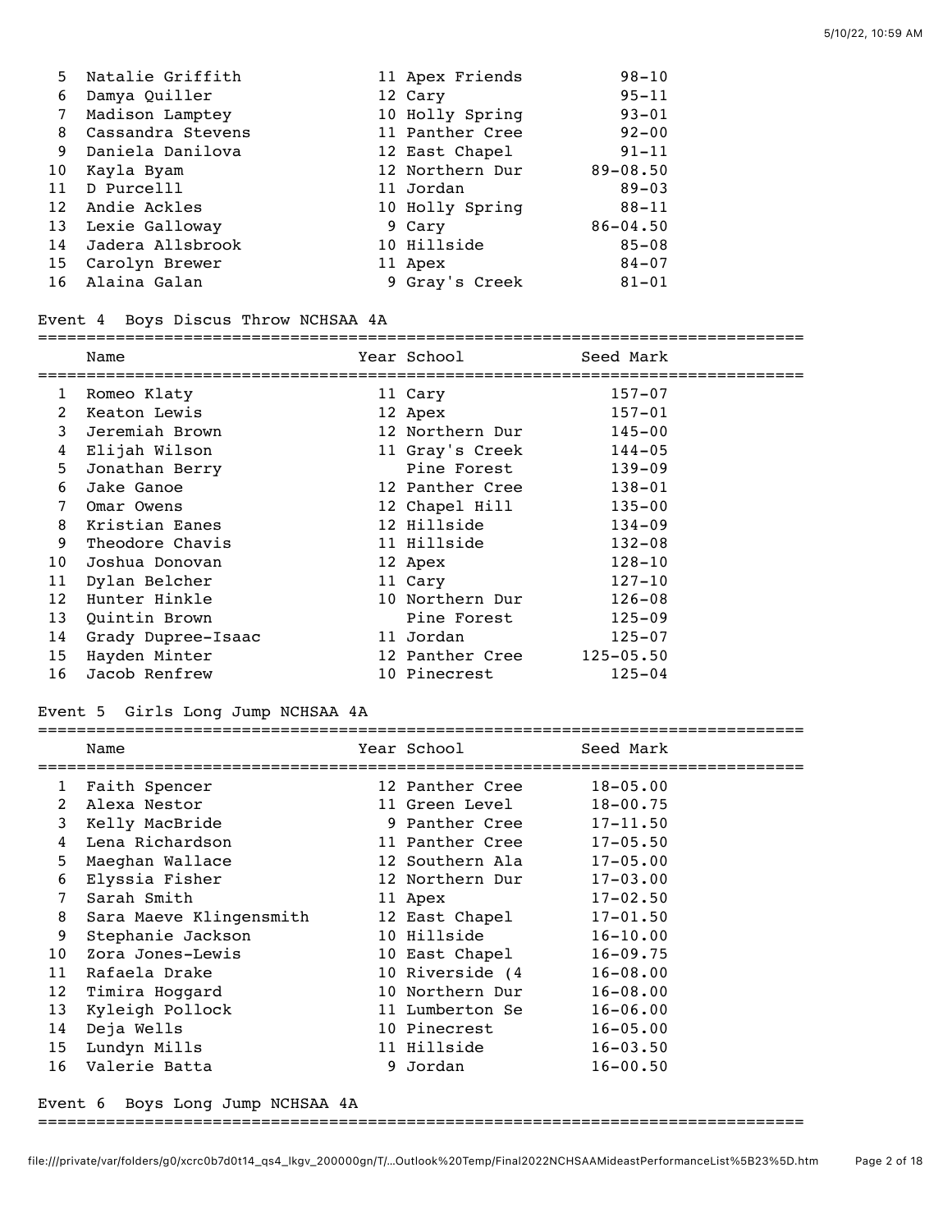| | Name | Year | School | Seed Mark |
|---|---|---|---|---|
| 5 | Natalie Griffith | 11 | Apex Friends | 98-10 |
| 6 | Damya Quiller | 12 | Cary | 95-11 |
| 7 | Madison Lamptey | 10 | Holly Spring | 93-01 |
| 8 | Cassandra Stevens | 11 | Panther Cree | 92-00 |
| 9 | Daniela Danilova | 12 | East Chapel | 91-11 |
| 10 | Kayla Byam | 12 | Northern Dur | 89-08.50 |
| 11 | D Purcelll | 11 | Jordan | 89-03 |
| 12 | Andie Ackles | 10 | Holly Spring | 88-11 |
| 13 | Lexie Galloway | 9 | Cary | 86-04.50 |
| 14 | Jadera Allsbrook | 10 | Hillside | 85-08 |
| 15 | Carolyn Brewer | 11 | Apex | 84-07 |
| 16 | Alaina Galan | 9 | Gray's Creek | 81-01 |

## Event 4 Boys Discus Throw NCHSAA 4A

| | Name | Year | School | Seed Mark |
|---|---|---|---|---|
| 1 | Romeo Klaty | 11 | Cary | 157-07 |
| 2 | Keaton Lewis | 12 | Apex | 157-01 |
| 3 | Jeremiah Brown | 12 | Northern Dur | 145-00 |
| 4 | Elijah Wilson | 11 | Gray's Creek | 144-05 |
| 5 | Jonathan Berry | | Pine Forest | 139-09 |
| 6 | Jake Ganoe | 12 | Panther Cree | 138-01 |
| 7 | Omar Owens | 12 | Chapel Hill | 135-00 |
| 8 | Kristian Eanes | 12 | Hillside | 134-09 |
| 9 | Theodore Chavis | 11 | Hillside | 132-08 |
| 10 | Joshua Donovan | 12 | Apex | 128-10 |
| 11 | Dylan Belcher | 11 | Cary | 127-10 |
| 12 | Hunter Hinkle | 10 | Northern Dur | 126-08 |
| 13 | Quintin Brown | | Pine Forest | 125-09 |
| 14 | Grady Dupree-Isaac | 11 | Jordan | 125-07 |
| 15 | Hayden Minter | 12 | Panther Cree | 125-05.50 |
| 16 | Jacob Renfrew | 10 | Pinecrest | 125-04 |

## Event 5 Girls Long Jump NCHSAA 4A

| | Name | Year | School | Seed Mark |
|---|---|---|---|---|
| 1 | Faith Spencer | 12 | Panther Cree | 18-05.00 |
| 2 | Alexa Nestor | 11 | Green Level | 18-00.75 |
| 3 | Kelly MacBride | 9 | Panther Cree | 17-11.50 |
| 4 | Lena Richardson | 11 | Panther Cree | 17-05.50 |
| 5 | Maeghan Wallace | 12 | Southern Ala | 17-05.00 |
| 6 | Elyssia Fisher | 12 | Northern Dur | 17-03.00 |
| 7 | Sarah Smith | 11 | Apex | 17-02.50 |
| 8 | Sara Maeve Klingensmith | 12 | East Chapel | 17-01.50 |
| 9 | Stephanie Jackson | 10 | Hillside | 16-10.00 |
| 10 | Zora Jones-Lewis | 10 | East Chapel | 16-09.75 |
| 11 | Rafaela Drake | 10 | Riverside (4 | 16-08.00 |
| 12 | Timira Hoggard | 10 | Northern Dur | 16-08.00 |
| 13 | Kyleigh Pollock | 11 | Lumberton Se | 16-06.00 |
| 14 | Deja Wells | 10 | Pinecrest | 16-05.00 |
| 15 | Lundyn Mills | 11 | Hillside | 16-03.50 |
| 16 | Valerie Batta | 9 | Jordan | 16-00.50 |

## Event 6 Boys Long Jump NCHSAA 4A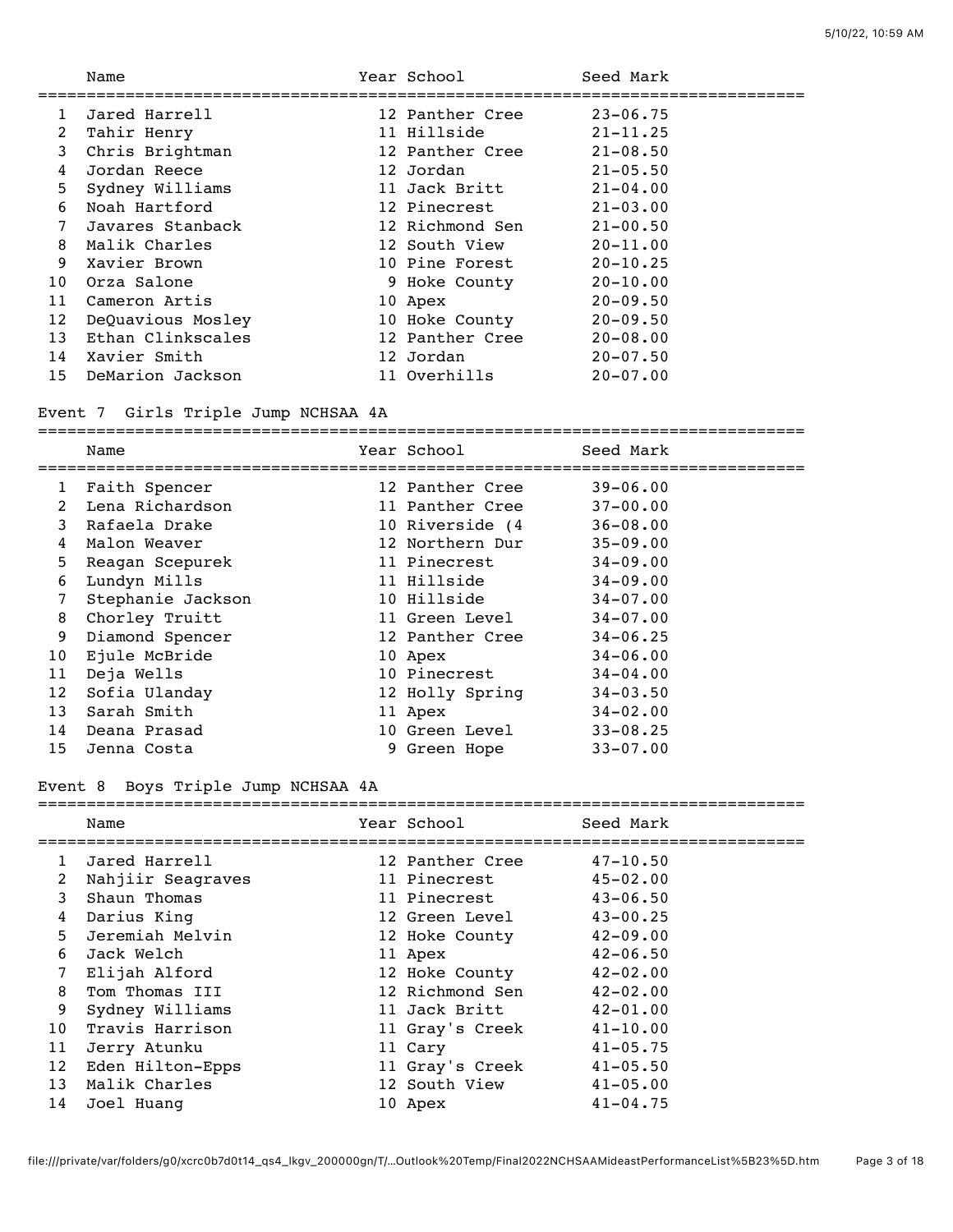| | Name | Year | School | Seed Mark |
|---|---|---|---|---|
| 1 | Jared Harrell | 12 | Panther Cree | 23-06.75 |
| 2 | Tahir Henry | 11 | Hillside | 21-11.25 |
| 3 | Chris Brightman | 12 | Panther Cree | 21-08.50 |
| 4 | Jordan Reece | 12 | Jordan | 21-05.50 |
| 5 | Sydney Williams | 11 | Jack Britt | 21-04.00 |
| 6 | Noah Hartford | 12 | Pinecrest | 21-03.00 |
| 7 | Javares Stanback | 12 | Richmond Sen | 21-00.50 |
| 8 | Malik Charles | 12 | South View | 20-11.00 |
| 9 | Xavier Brown | 10 | Pine Forest | 20-10.25 |
| 10 | Orza Salone | 9 | Hoke County | 20-10.00 |
| 11 | Cameron Artis | 10 | Apex | 20-09.50 |
| 12 | DeQuavious Mosley | 10 | Hoke County | 20-09.50 |
| 13 | Ethan Clinkscales | 12 | Panther Cree | 20-08.00 |
| 14 | Xavier Smith | 12 | Jordan | 20-07.50 |
| 15 | DeMarion Jackson | 11 | Overhills | 20-07.00 |

## Event 7 Girls Triple Jump NCHSAA 4A

| | Name | Year | School | Seed Mark |
|---|---|---|---|---|
| 1 | Faith Spencer | 12 | Panther Cree | 39-06.00 |
| 2 | Lena Richardson | 11 | Panther Cree | 37-00.00 |
| 3 | Rafaela Drake | 10 | Riverside (4 | 36-08.00 |
| 4 | Malon Weaver | 12 | Northern Dur | 35-09.00 |
| 5 | Reagan Scepurek | 11 | Pinecrest | 34-09.00 |
| 6 | Lundyn Mills | 11 | Hillside | 34-09.00 |
| 7 | Stephanie Jackson | 10 | Hillside | 34-07.00 |
| 8 | Chorley Truitt | 11 | Green Level | 34-07.00 |
| 9 | Diamond Spencer | 12 | Panther Cree | 34-06.25 |
| 10 | Ejule McBride | 10 | Apex | 34-06.00 |
| 11 | Deja Wells | 10 | Pinecrest | 34-04.00 |
| 12 | Sofia Ulanday | 12 | Holly Spring | 34-03.50 |
| 13 | Sarah Smith | 11 | Apex | 34-02.00 |
| 14 | Deana Prasad | 10 | Green Level | 33-08.25 |
| 15 | Jenna Costa | 9 | Green Hope | 33-07.00 |

## Event 8 Boys Triple Jump NCHSAA 4A

| | Name | Year | School | Seed Mark |
|---|---|---|---|---|
| 1 | Jared Harrell | 12 | Panther Cree | 47-10.50 |
| 2 | Nahjiir Seagraves | 11 | Pinecrest | 45-02.00 |
| 3 | Shaun Thomas | 11 | Pinecrest | 43-06.50 |
| 4 | Darius King | 12 | Green Level | 43-00.25 |
| 5 | Jeremiah Melvin | 12 | Hoke County | 42-09.00 |
| 6 | Jack Welch | 11 | Apex | 42-06.50 |
| 7 | Elijah Alford | 12 | Hoke County | 42-02.00 |
| 8 | Tom Thomas III | 12 | Richmond Sen | 42-02.00 |
| 9 | Sydney Williams | 11 | Jack Britt | 42-01.00 |
| 10 | Travis Harrison | 11 | Gray's Creek | 41-10.00 |
| 11 | Jerry Atunku | 11 | Cary | 41-05.75 |
| 12 | Eden Hilton-Epps | 11 | Gray's Creek | 41-05.50 |
| 13 | Malik Charles | 12 | South View | 41-05.00 |
| 14 | Joel Huang | 10 | Apex | 41-04.75 |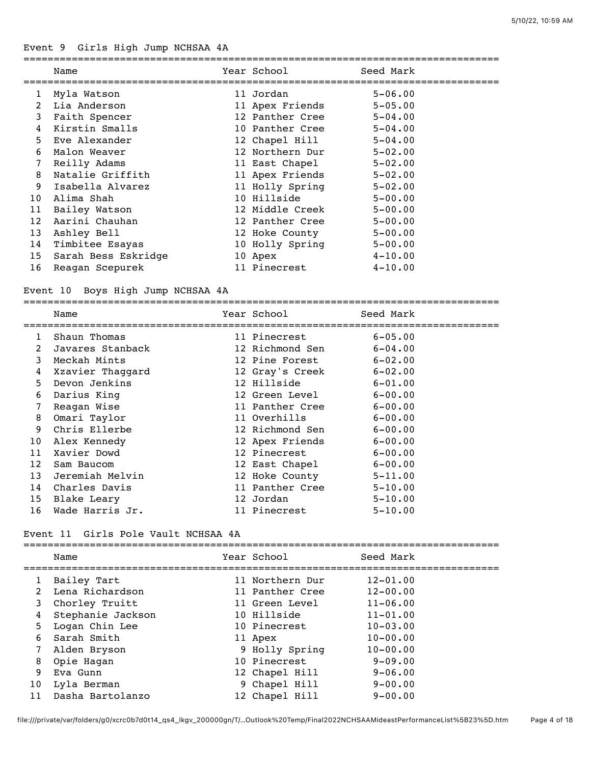## Event 9 Girls High Jump NCHSAA 4A

| | Name | Year | School | Seed Mark |
|---|---|---|---|---|
| 1 | Myla Watson | 11 | Jordan | 5-06.00 |
| 2 | Lia Anderson | 11 | Apex Friends | 5-05.00 |
| 3 | Faith Spencer | 12 | Panther Cree | 5-04.00 |
| 4 | Kirstin Smalls | 10 | Panther Cree | 5-04.00 |
| 5 | Eve Alexander | 12 | Chapel Hill | 5-04.00 |
| 6 | Malon Weaver | 12 | Northern Dur | 5-02.00 |
| 7 | Reilly Adams | 11 | East Chapel | 5-02.00 |
| 8 | Natalie Griffith | 11 | Apex Friends | 5-02.00 |
| 9 | Isabella Alvarez | 11 | Holly Spring | 5-02.00 |
| 10 | Alima Shah | 10 | Hillside | 5-00.00 |
| 11 | Bailey Watson | 12 | Middle Creek | 5-00.00 |
| 12 | Aarini Chauhan | 12 | Panther Cree | 5-00.00 |
| 13 | Ashley Bell | 12 | Hoke County | 5-00.00 |
| 14 | Timbitee Esayas | 10 | Holly Spring | 5-00.00 |
| 15 | Sarah Bess Eskridge | 10 | Apex | 4-10.00 |
| 16 | Reagan Scepurek | 11 | Pinecrest | 4-10.00 |

## Event 10 Boys High Jump NCHSAA 4A

| | Name | Year | School | Seed Mark |
|---|---|---|---|---|
| 1 | Shaun Thomas | 11 | Pinecrest | 6-05.00 |
| 2 | Javares Stanback | 12 | Richmond Sen | 6-04.00 |
| 3 | Meckah Mints | 12 | Pine Forest | 6-02.00 |
| 4 | Xzavier Thaggard | 12 | Gray's Creek | 6-02.00 |
| 5 | Devon Jenkins | 12 | Hillside | 6-01.00 |
| 6 | Darius King | 12 | Green Level | 6-00.00 |
| 7 | Reagan Wise | 11 | Panther Cree | 6-00.00 |
| 8 | Omari Taylor | 11 | Overhills | 6-00.00 |
| 9 | Chris Ellerbe | 12 | Richmond Sen | 6-00.00 |
| 10 | Alex Kennedy | 12 | Apex Friends | 6-00.00 |
| 11 | Xavier Dowd | 12 | Pinecrest | 6-00.00 |
| 12 | Sam Baucom | 12 | East Chapel | 6-00.00 |
| 13 | Jeremiah Melvin | 12 | Hoke County | 5-11.00 |
| 14 | Charles Davis | 11 | Panther Cree | 5-10.00 |
| 15 | Blake Leary | 12 | Jordan | 5-10.00 |
| 16 | Wade Harris Jr. | 11 | Pinecrest | 5-10.00 |

## Event 11 Girls Pole Vault NCHSAA 4A

| | Name | Year | School | Seed Mark |
|---|---|---|---|---|
| 1 | Bailey Tart | 11 | Northern Dur | 12-01.00 |
| 2 | Lena Richardson | 11 | Panther Cree | 12-00.00 |
| 3 | Chorley Truitt | 11 | Green Level | 11-06.00 |
| 4 | Stephanie Jackson | 10 | Hillside | 11-01.00 |
| 5 | Logan Chin Lee | 10 | Pinecrest | 10-03.00 |
| 6 | Sarah Smith | 11 | Apex | 10-00.00 |
| 7 | Alden Bryson | 9 | Holly Spring | 10-00.00 |
| 8 | Opie Hagan | 10 | Pinecrest | 9-09.00 |
| 9 | Eva Gunn | 12 | Chapel Hill | 9-06.00 |
| 10 | Lyla Berman | 9 | Chapel Hill | 9-00.00 |
| 11 | Dasha Bartolanzo | 12 | Chapel Hill | 9-00.00 |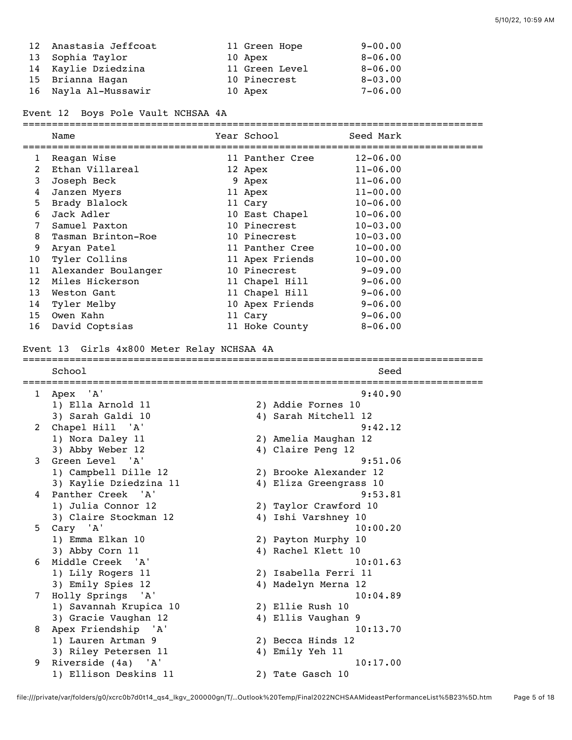| | Name | Year | School | Seed Mark |
|---|---|---|---|---|
| 12 | Anastasia Jeffcoat | 11 | Green Hope | 9-00.00 |
| 13 | Sophia Taylor | 10 | Apex | 8-06.00 |
| 14 | Kaylie Dziedzina | 11 | Green Level | 8-06.00 |
| 15 | Brianna Hagan | 10 | Pinecrest | 8-03.00 |
| 16 | Nayla Al-Mussawir | 10 | Apex | 7-06.00 |

## Event 12 Boys Pole Vault NCHSAA 4A

| | Name | Year | School | Seed Mark |
|---|---|---|---|---|
| 1 | Reagan Wise | 11 | Panther Cree | 12-06.00 |
| 2 | Ethan Villareal | 12 | Apex | 11-06.00 |
| 3 | Joseph Beck | 9 | Apex | 11-06.00 |
| 4 | Janzen Myers | 11 | Apex | 11-00.00 |
| 5 | Brady Blalock | 11 | Cary | 10-06.00 |
| 6 | Jack Adler | 10 | East Chapel | 10-06.00 |
| 7 | Samuel Paxton | 10 | Pinecrest | 10-03.00 |
| 8 | Tasman Brinton-Roe | 10 | Pinecrest | 10-03.00 |
| 9 | Aryan Patel | 11 | Panther Cree | 10-00.00 |
| 10 | Tyler Collins | 11 | Apex Friends | 10-00.00 |
| 11 | Alexander Boulanger | 10 | Pinecrest | 9-09.00 |
| 12 | Miles Hickerson | 11 | Chapel Hill | 9-06.00 |
| 13 | Weston Gant | 11 | Chapel Hill | 9-06.00 |
| 14 | Tyler Melby | 10 | Apex Friends | 9-06.00 |
| 15 | Owen Kahn | 11 | Cary | 9-06.00 |
| 16 | David Coptsias | 11 | Hoke County | 8-06.00 |

## Event 13 Girls 4x800 Meter Relay NCHSAA 4A

| | School | Seed |
|---|---|---|
| 1 | Apex 'A' | 9:40.90 |
| | 1) Ella Arnold 11; 2) Addie Fornes 10; 3) Sarah Galdi 10; 4) Sarah Mitchell 12 | |
| 2 | Chapel Hill 'A' | 9:42.12 |
| | 1) Nora Daley 11; 2) Amelia Maughan 12; 3) Abby Weber 12; 4) Claire Peng 12 | |
| 3 | Green Level 'A' | 9:51.06 |
| | 1) Campbell Dille 12; 2) Brooke Alexander 12; 3) Kaylie Dziedzina 11; 4) Eliza Greengrass 10 | |
| 4 | Panther Creek 'A' | 9:53.81 |
| | 1) Julia Connor 12; 2) Taylor Crawford 10; 3) Claire Stockman 12; 4) Ishi Varshney 10 | |
| 5 | Cary 'A' | 10:00.20 |
| | 1) Emma Elkan 10; 2) Payton Murphy 10; 3) Abby Corn 11; 4) Rachel Klett 10 | |
| 6 | Middle Creek 'A' | 10:01.63 |
| | 1) Lily Rogers 11; 2) Isabella Ferri 11; 3) Emily Spies 12; 4) Madelyn Merna 12 | |
| 7 | Holly Springs 'A' | 10:04.89 |
| | 1) Savannah Krupica 10; 2) Ellie Rush 10; 3) Gracie Vaughan 12; 4) Ellis Vaughan 9 | |
| 8 | Apex Friendship 'A' | 10:13.70 |
| | 1) Lauren Artman 9; 2) Becca Hinds 12; 3) Riley Petersen 11; 4) Emily Yeh 11 | |
| 9 | Riverside (4a) 'A' | 10:17.00 |
| | 1) Ellison Deskins 11; 2) Tate Gasch 10 | |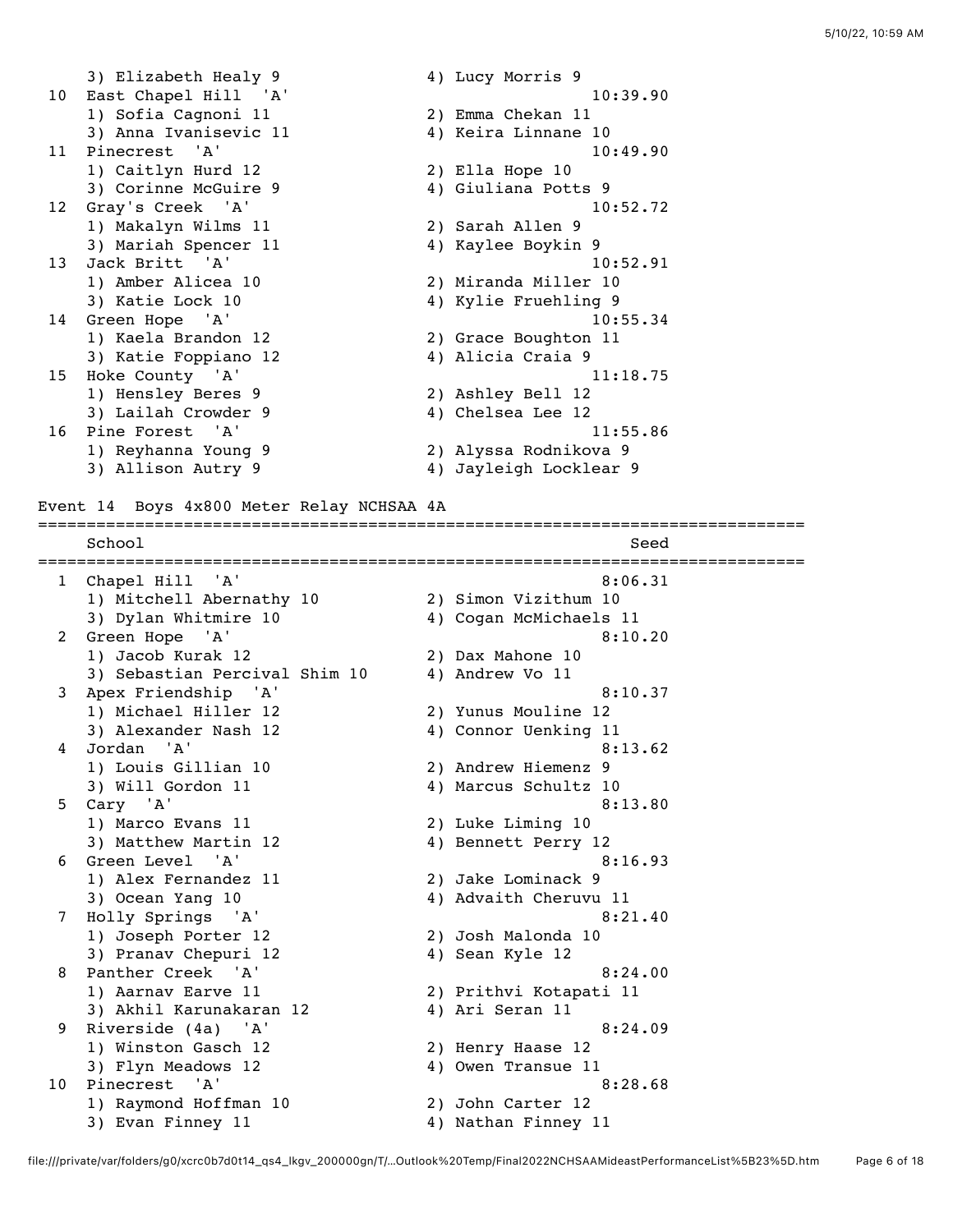```
    3) Elizabeth Healy 9              4) Lucy Morris 9
 10 East Chapel Hill  'A'                         10:39.90
    1) Sofia Cagnoni 11               2) Emma Chekan 11
    3) Anna Ivanisevic 11             4) Keira Linnane 10
 11 Pinecrest  'A'                                10:49.90
    1) Caitlyn Hurd 12                2) Ella Hope 10
    3) Corinne McGuire 9              4) Giuliana Potts 9
 12 Gray's Creek  'A'                             10:52.72
    1) Makalyn Wilms 11               2) Sarah Allen 9
    3) Mariah Spencer 11              4) Kaylee Boykin 9
 13 Jack Britt  'A'                               10:52.91
    1) Amber Alicea 10                2) Miranda Miller 10
    3) Katie Lock 10                  4) Kylie Fruehling 9
 14 Green Hope  'A'                               10:55.34
    1) Kaela Brandon 12               2) Grace Boughton 11
    3) Katie Foppiano 12              4) Alicia Craia 9
 15 Hoke County  'A'                              11:18.75
    1) Hensley Beres 9                2) Ashley Bell 12
    3) Lailah Crowder 9               4) Chelsea Lee 12
 16 Pine Forest  'A'                              11:55.86
    1) Reyhanna Young 9               2) Alyssa Rodnikova 9
    3) Allison Autry 9                4) Jayleigh Locklear 9

Event 14  Boys 4x800 Meter Relay NCHSAA 4A
================================================================================
    School                                               Seed
================================================================================
  1 Chapel Hill  'A'                               8:06.31
    1) Mitchell Abernathy 10          2) Simon Vizithum 10
    3) Dylan Whitmire 10              4) Cogan McMichaels 11
  2 Green Hope  'A'                                8:10.20
    1) Jacob Kurak 12                 2) Dax Mahone 10
    3) Sebastian Percival Shim 10     4) Andrew Vo 11
  3 Apex Friendship  'A'                           8:10.37
    1) Michael Hiller 12              2) Yunus Mouline 12
    3) Alexander Nash 12              4) Connor Uenking 11
  4 Jordan  'A'                                    8:13.62
    1) Louis Gillian 10               2) Andrew Hiemenz 9
    3) Will Gordon 11                 4) Marcus Schultz 10
  5 Cary  'A'                                      8:13.80
    1) Marco Evans 11                 2) Luke Liming 10
    3) Matthew Martin 12              4) Bennett Perry 12
  6 Green Level  'A'                               8:16.93
    1) Alex Fernandez 11              2) Jake Lominack 9
    3) Ocean Yang 10                  4) Advaith Cheruvu 11
  7 Holly Springs  'A'                             8:21.40
    1) Joseph Porter 12               2) Josh Malonda 10
    3) Pranav Chepuri 12              4) Sean Kyle 12
  8 Panther Creek  'A'                             8:24.00
    1) Aarnav Earve 11                2) Prithvi Kotapati 11
    3) Akhil Karunakaran 12           4) Ari Seran 11
  9 Riverside (4a)  'A'                            8:24.09
    1) Winston Gasch 12               2) Henry Haase 12
    3) Flyn Meadows 12                4) Owen Transue 11
 10 Pinecrest  'A'                                 8:28.68
    1) Raymond Hoffman 10             2) John Carter 12
    3) Evan Finney 11                 4) Nathan Finney 11
```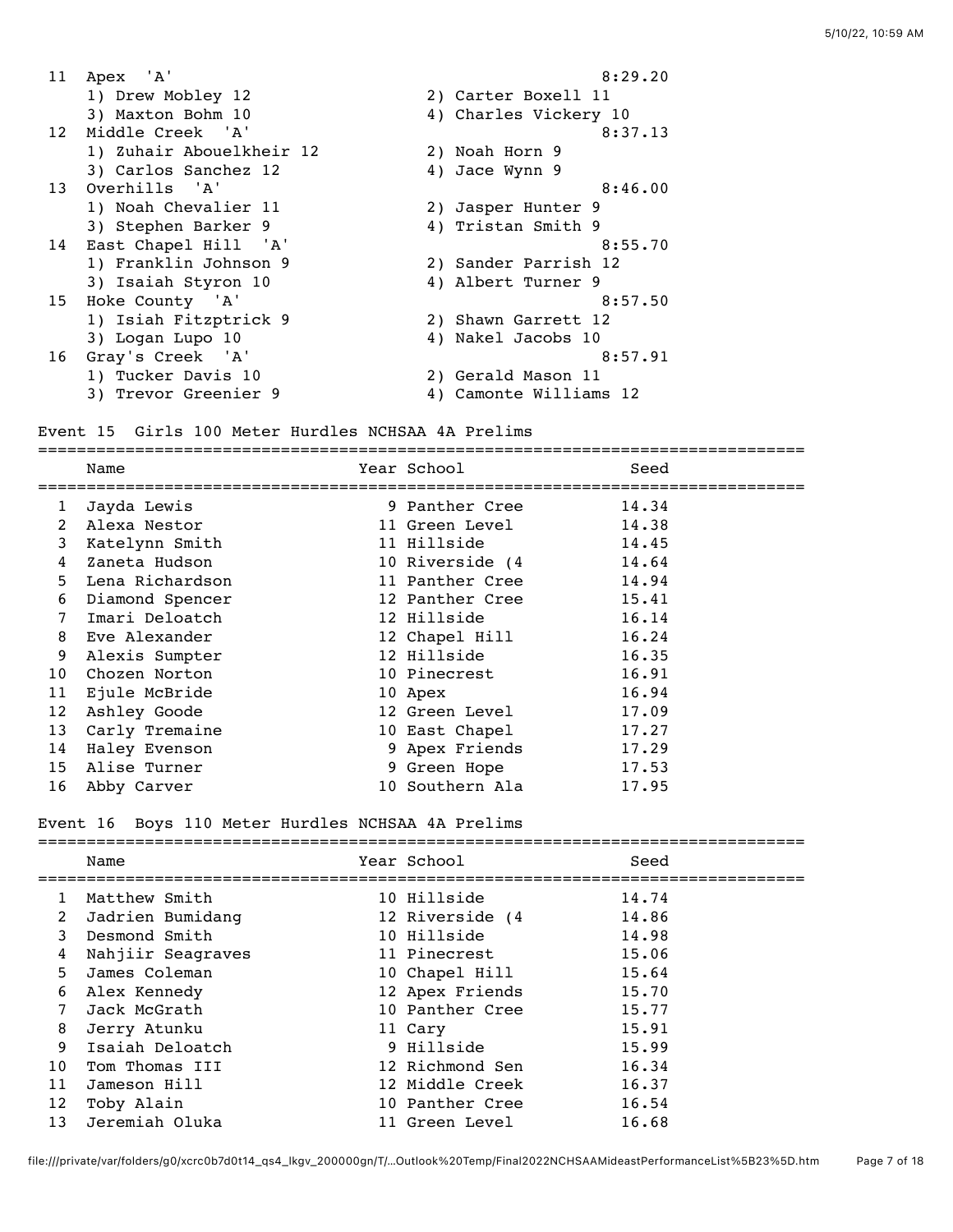| Place | Team | Time |
|---|---|---|
| 11 | Apex 'A' | 8:29.20 |
| | 1) Drew Mobley 12; 2) Carter Boxell 11; 3) Maxton Bohm 10; 4) Charles Vickery 10 | |
| 12 | Middle Creek 'A' | 8:37.13 |
| | 1) Zuhair Abouelkheir 12; 2) Noah Horn 9; 3) Carlos Sanchez 12; 4) Jace Wynn 9 | |
| 13 | Overhills 'A' | 8:46.00 |
| | 1) Noah Chevalier 11; 2) Jasper Hunter 9; 3) Stephen Barker 9; 4) Tristan Smith 9 | |
| 14 | East Chapel Hill 'A' | 8:55.70 |
| | 1) Franklin Johnson 9; 2) Sander Parrish 12; 3) Isaiah Styron 10; 4) Albert Turner 9 | |
| 15 | Hoke County 'A' | 8:57.50 |
| | 1) Isiah Fitzptrick 9; 2) Shawn Garrett 12; 3) Logan Lupo 10; 4) Nakel Jacobs 10 | |
| 16 | Gray's Creek 'A' | 8:57.91 |
| | 1) Tucker Davis 10; 2) Gerald Mason 11; 3) Trevor Greenier 9; 4) Camonte Williams 12 | |

## Event 15 Girls 100 Meter Hurdles NCHSAA 4A Prelims

| | Name | Year | School | Seed |
|---|---|---|---|---|
| 1 | Jayda Lewis | 9 | Panther Cree | 14.34 |
| 2 | Alexa Nestor | 11 | Green Level | 14.38 |
| 3 | Katelynn Smith | 11 | Hillside | 14.45 |
| 4 | Zaneta Hudson | 10 | Riverside (4 | 14.64 |
| 5 | Lena Richardson | 11 | Panther Cree | 14.94 |
| 6 | Diamond Spencer | 12 | Panther Cree | 15.41 |
| 7 | Imari Deloatch | 12 | Hillside | 16.14 |
| 8 | Eve Alexander | 12 | Chapel Hill | 16.24 |
| 9 | Alexis Sumpter | 12 | Hillside | 16.35 |
| 10 | Chozen Norton | 10 | Pinecrest | 16.91 |
| 11 | Ejule McBride | 10 | Apex | 16.94 |
| 12 | Ashley Goode | 12 | Green Level | 17.09 |
| 13 | Carly Tremaine | 10 | East Chapel | 17.27 |
| 14 | Haley Evenson | 9 | Apex Friends | 17.29 |
| 15 | Alise Turner | 9 | Green Hope | 17.53 |
| 16 | Abby Carver | 10 | Southern Ala | 17.95 |

## Event 16 Boys 110 Meter Hurdles NCHSAA 4A Prelims

| | Name | Year | School | Seed |
|---|---|---|---|---|
| 1 | Matthew Smith | 10 | Hillside | 14.74 |
| 2 | Jadrien Bumidang | 12 | Riverside (4 | 14.86 |
| 3 | Desmond Smith | 10 | Hillside | 14.98 |
| 4 | Nahjiir Seagraves | 11 | Pinecrest | 15.06 |
| 5 | James Coleman | 10 | Chapel Hill | 15.64 |
| 6 | Alex Kennedy | 12 | Apex Friends | 15.70 |
| 7 | Jack McGrath | 10 | Panther Cree | 15.77 |
| 8 | Jerry Atunku | 11 | Cary | 15.91 |
| 9 | Isaiah Deloatch | 9 | Hillside | 15.99 |
| 10 | Tom Thomas III | 12 | Richmond Sen | 16.34 |
| 11 | Jameson Hill | 12 | Middle Creek | 16.37 |
| 12 | Toby Alain | 10 | Panther Cree | 16.54 |
| 13 | Jeremiah Oluka | 11 | Green Level | 16.68 |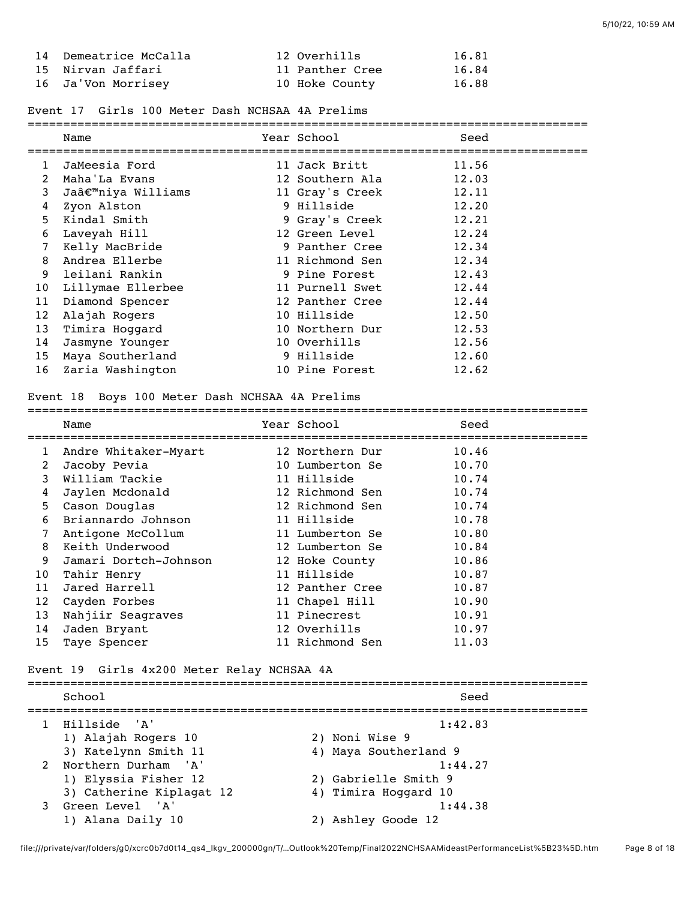| | Name | Year | School | Seed |
|---|---|---|---|---|
| 14 | Demeatrice McCalla | 12 | Overhills | 16.81 |
| 15 | Nirvan Jaffari | 11 | Panther Cree | 16.84 |
| 16 | Ja'Von Morrisey | 10 | Hoke County | 16.88 |

## Event 17 Girls 100 Meter Dash NCHSAA 4A Prelims

| | Name | Year | School | Seed |
|---|---|---|---|---|
| 1 | JaMeesia Ford | 11 | Jack Britt | 11.56 |
| 2 | Maha'La Evans | 12 | Southern Ala | 12.03 |
| 3 | Jaâ€™niya Williams | 11 | Gray's Creek | 12.11 |
| 4 | Zyon Alston | 9 | Hillside | 12.20 |
| 5 | Kindal Smith | 9 | Gray's Creek | 12.21 |
| 6 | Laveyah Hill | 12 | Green Level | 12.24 |
| 7 | Kelly MacBride | 9 | Panther Cree | 12.34 |
| 8 | Andrea Ellerbe | 11 | Richmond Sen | 12.34 |
| 9 | leilani Rankin | 9 | Pine Forest | 12.43 |
| 10 | Lillymae Ellerbee | 11 | Purnell Swet | 12.44 |
| 11 | Diamond Spencer | 12 | Panther Cree | 12.44 |
| 12 | Alajah Rogers | 10 | Hillside | 12.50 |
| 13 | Timira Hoggard | 10 | Northern Dur | 12.53 |
| 14 | Jasmyne Younger | 10 | Overhills | 12.56 |
| 15 | Maya Southerland | 9 | Hillside | 12.60 |
| 16 | Zaria Washington | 10 | Pine Forest | 12.62 |

## Event 18 Boys 100 Meter Dash NCHSAA 4A Prelims

| | Name | Year | School | Seed |
|---|---|---|---|---|
| 1 | Andre Whitaker-Myart | 12 | Northern Dur | 10.46 |
| 2 | Jacoby Pevia | 10 | Lumberton Se | 10.70 |
| 3 | William Tackie | 11 | Hillside | 10.74 |
| 4 | Jaylen Mcdonald | 12 | Richmond Sen | 10.74 |
| 5 | Cason Douglas | 12 | Richmond Sen | 10.74 |
| 6 | Briannardo Johnson | 11 | Hillside | 10.78 |
| 7 | Antigone McCollum | 11 | Lumberton Se | 10.80 |
| 8 | Keith Underwood | 12 | Lumberton Se | 10.84 |
| 9 | Jamari Dortch-Johnson | 12 | Hoke County | 10.86 |
| 10 | Tahir Henry | 11 | Hillside | 10.87 |
| 11 | Jared Harrell | 12 | Panther Cree | 10.87 |
| 12 | Cayden Forbes | 11 | Chapel Hill | 10.90 |
| 13 | Nahjiir Seagraves | 11 | Pinecrest | 10.91 |
| 14 | Jaden Bryant | 12 | Overhills | 10.97 |
| 15 | Taye Spencer | 11 | Richmond Sen | 11.03 |

## Event 19 Girls 4x200 Meter Relay NCHSAA 4A

| | School | Seed |
|---|---|---|
| 1 | Hillside 'A' | 1:42.83 |
| | 1) Alajah Rogers 10; 2) Noni Wise 9; 3) Katelynn Smith 11; 4) Maya Southerland 9 | |
| 2 | Northern Durham 'A' | 1:44.27 |
| | 1) Elyssia Fisher 12; 2) Gabrielle Smith 9; 3) Catherine Kiplagat 12; 4) Timira Hoggard 10 | |
| 3 | Green Level 'A' | 1:44.38 |
| | 1) Alana Daily 10; 2) Ashley Goode 12 | |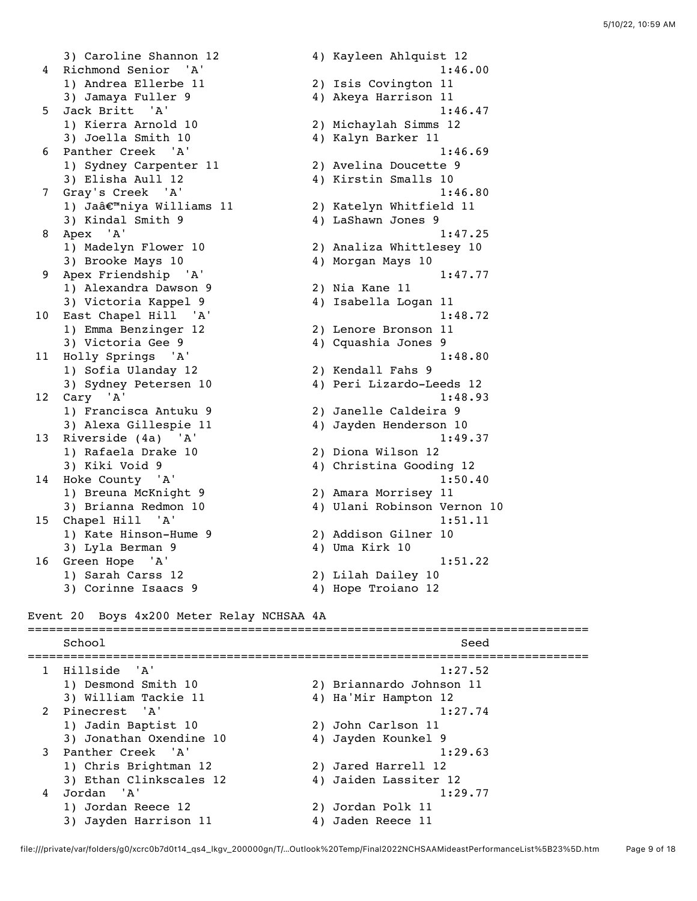3) Caroline Shannon 12    4) Kayleen Ahlquist 12

| | School | Seed |
|---|---|---|
| 4 | Richmond Senior 'A' | 1:46.00 |
| | 1) Andrea Ellerbe 11 | 2) Isis Covington 11 |
| | 3) Jamaya Fuller 9 | 4) Akeya Harrison 11 |
| 5 | Jack Britt 'A' | 1:46.47 |
| | 1) Kierra Arnold 10 | 2) Michaylah Simms 12 |
| | 3) Joella Smith 10 | 4) Kalyn Barker 11 |
| 6 | Panther Creek 'A' | 1:46.69 |
| | 1) Sydney Carpenter 11 | 2) Avelina Doucette 9 |
| | 3) Elisha Aull 12 | 4) Kirstin Smalls 10 |
| 7 | Gray's Creek 'A' | 1:46.80 |
| | 1) Jaâ€™niya Williams 11 | 2) Katelyn Whitfield 11 |
| | 3) Kindal Smith 9 | 4) LaShawn Jones 9 |
| 8 | Apex 'A' | 1:47.25 |
| | 1) Madelyn Flower 10 | 2) Analiza Whittlesey 10 |
| | 3) Brooke Mays 10 | 4) Morgan Mays 10 |
| 9 | Apex Friendship 'A' | 1:47.77 |
| | 1) Alexandra Dawson 9 | 2) Nia Kane 11 |
| | 3) Victoria Kappel 9 | 4) Isabella Logan 11 |
| 10 | East Chapel Hill 'A' | 1:48.72 |
| | 1) Emma Benzinger 12 | 2) Lenore Bronson 11 |
| | 3) Victoria Gee 9 | 4) Cquashia Jones 9 |
| 11 | Holly Springs 'A' | 1:48.80 |
| | 1) Sofia Ulanday 12 | 2) Kendall Fahs 9 |
| | 3) Sydney Petersen 10 | 4) Peri Lizardo-Leeds 12 |
| 12 | Cary 'A' | 1:48.93 |
| | 1) Francisca Antuku 9 | 2) Janelle Caldeira 9 |
| | 3) Alexa Gillespie 11 | 4) Jayden Henderson 10 |
| 13 | Riverside (4a) 'A' | 1:49.37 |
| | 1) Rafaela Drake 10 | 2) Diona Wilson 12 |
| | 3) Kiki Void 9 | 4) Christina Gooding 12 |
| 14 | Hoke County 'A' | 1:50.40 |
| | 1) Breuna McKnight 9 | 2) Amara Morrisey 11 |
| | 3) Brianna Redmon 10 | 4) Ulani Robinson Vernon 10 |
| 15 | Chapel Hill 'A' | 1:51.11 |
| | 1) Kate Hinson-Hume 9 | 2) Addison Gilner 10 |
| | 3) Lyla Berman 9 | 4) Uma Kirk 10 |
| 16 | Green Hope 'A' | 1:51.22 |
| | 1) Sarah Carss 12 | 2) Lilah Dailey 10 |
| | 3) Corinne Isaacs 9 | 4) Hope Troiano 12 |

## Event 20 Boys 4x200 Meter Relay NCHSAA 4A

| | School | Seed |
|---|---|---|
| 1 | Hillside 'A' | 1:27.52 |
| | 1) Desmond Smith 10 | 2) Briannardo Johnson 11 |
| | 3) William Tackie 11 | 4) Ha'Mir Hampton 12 |
| 2 | Pinecrest 'A' | 1:27.74 |
| | 1) Jadin Baptist 10 | 2) John Carlson 11 |
| | 3) Jonathan Oxendine 10 | 4) Jayden Kounkel 9 |
| 3 | Panther Creek 'A' | 1:29.63 |
| | 1) Chris Brightman 12 | 2) Jared Harrell 12 |
| | 3) Ethan Clinkscales 12 | 4) Jaiden Lassiter 12 |
| 4 | Jordan 'A' | 1:29.77 |
| | 1) Jordan Reece 12 | 2) Jordan Polk 11 |
| | 3) Jayden Harrison 11 | 4) Jaden Reece 11 |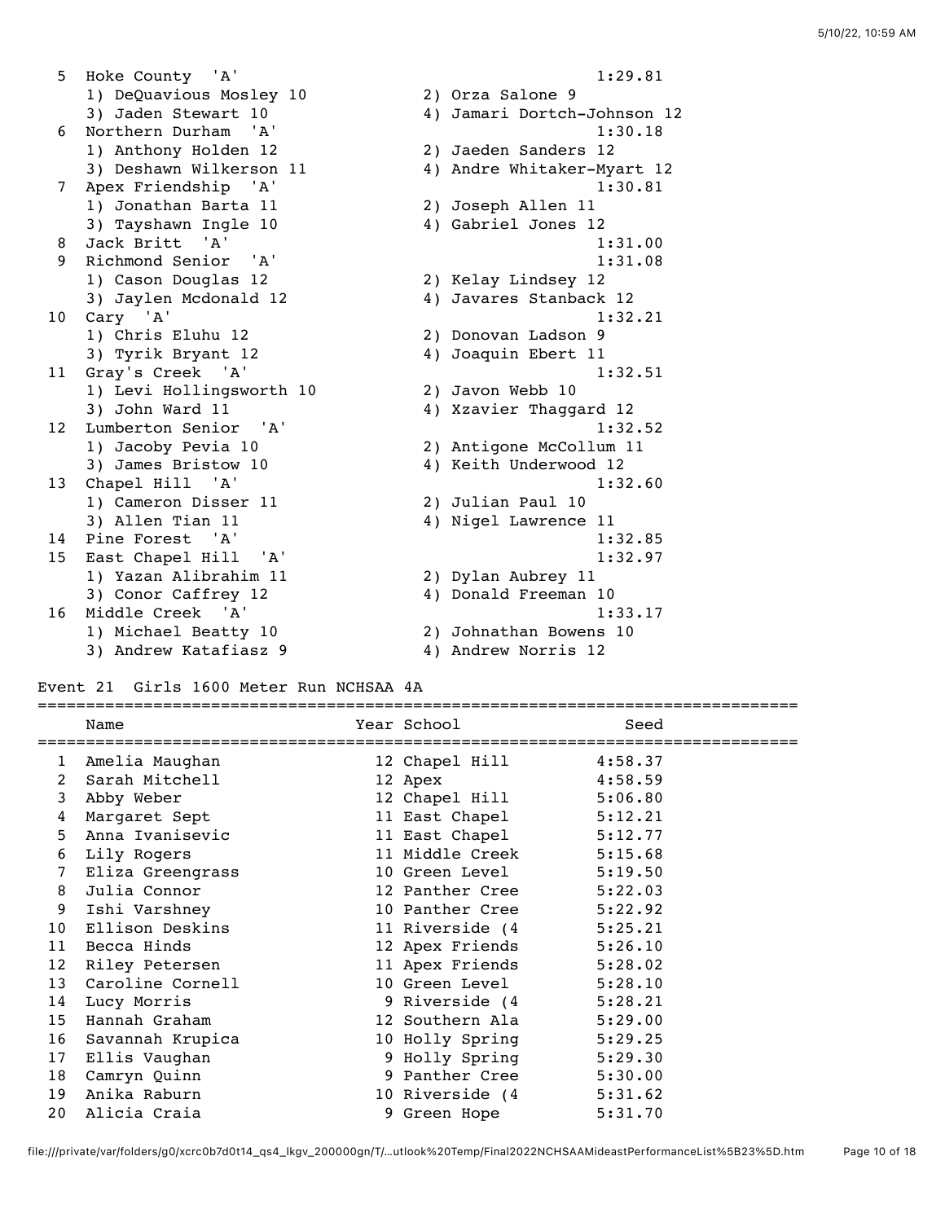| Place | Team | Seed |
|---|---|---|
| 5 | Hoke County 'A' | 1:29.81 |
| | 1) DeQuavious Mosley 10; 2) Orza Salone 9; 3) Jaden Stewart 10; 4) Jamari Dortch-Johnson 12 | |
| 6 | Northern Durham 'A' | 1:30.18 |
| | 1) Anthony Holden 12; 2) Jaeden Sanders 12; 3) Deshawn Wilkerson 11; 4) Andre Whitaker-Myart 12 | |
| 7 | Apex Friendship 'A' | 1:30.81 |
| | 1) Jonathan Barta 11; 2) Joseph Allen 11; 3) Tayshawn Ingle 10; 4) Gabriel Jones 12 | |
| 8 | Jack Britt 'A' | 1:31.00 |
| 9 | Richmond Senior 'A' | 1:31.08 |
| | 1) Cason Douglas 12; 2) Kelay Lindsey 12; 3) Jaylen Mcdonald 12; 4) Javares Stanback 12 | |
| 10 | Cary 'A' | 1:32.21 |
| | 1) Chris Eluhu 12; 2) Donovan Ladson 9; 3) Tyrik Bryant 12; 4) Joaquin Ebert 11 | |
| 11 | Gray's Creek 'A' | 1:32.51 |
| | 1) Levi Hollingsworth 10; 2) Javon Webb 10; 3) John Ward 11; 4) Xzavier Thaggard 12 | |
| 12 | Lumberton Senior 'A' | 1:32.52 |
| | 1) Jacoby Pevia 10; 2) Antigone McCollum 11; 3) James Bristow 10; 4) Keith Underwood 12 | |
| 13 | Chapel Hill 'A' | 1:32.60 |
| | 1) Cameron Disser 11; 2) Julian Paul 10; 3) Allen Tian 11; 4) Nigel Lawrence 11 | |
| 14 | Pine Forest 'A' | 1:32.85 |
| 15 | East Chapel Hill 'A' | 1:32.97 |
| | 1) Yazan Alibrahim 11; 2) Dylan Aubrey 11; 3) Conor Caffrey 12; 4) Donald Freeman 10 | |
| 16 | Middle Creek 'A' | 1:33.17 |
| | 1) Michael Beatty 10; 2) Johnathan Bowens 10; 3) Andrew Katafiasz 9; 4) Andrew Norris 12 | |

## Event 21 Girls 1600 Meter Run NCHSAA 4A

| | Name | Year | School | Seed |
|---|---|---|---|---|
| 1 | Amelia Maughan | 12 | Chapel Hill | 4:58.37 |
| 2 | Sarah Mitchell | 12 | Apex | 4:58.59 |
| 3 | Abby Weber | 12 | Chapel Hill | 5:06.80 |
| 4 | Margaret Sept | 11 | East Chapel | 5:12.21 |
| 5 | Anna Ivanisevic | 11 | East Chapel | 5:12.77 |
| 6 | Lily Rogers | 11 | Middle Creek | 5:15.68 |
| 7 | Eliza Greengrass | 10 | Green Level | 5:19.50 |
| 8 | Julia Connor | 12 | Panther Cree | 5:22.03 |
| 9 | Ishi Varshney | 10 | Panther Cree | 5:22.92 |
| 10 | Ellison Deskins | 11 | Riverside (4 | 5:25.21 |
| 11 | Becca Hinds | 12 | Apex Friends | 5:26.10 |
| 12 | Riley Petersen | 11 | Apex Friends | 5:28.02 |
| 13 | Caroline Cornell | 10 | Green Level | 5:28.10 |
| 14 | Lucy Morris | 9 | Riverside (4 | 5:28.21 |
| 15 | Hannah Graham | 12 | Southern Ala | 5:29.00 |
| 16 | Savannah Krupica | 10 | Holly Spring | 5:29.25 |
| 17 | Ellis Vaughan | 9 | Holly Spring | 5:29.30 |
| 18 | Camryn Quinn | 9 | Panther Cree | 5:30.00 |
| 19 | Anika Raburn | 10 | Riverside (4 | 5:31.62 |
| 20 | Alicia Craia | 9 | Green Hope | 5:31.70 |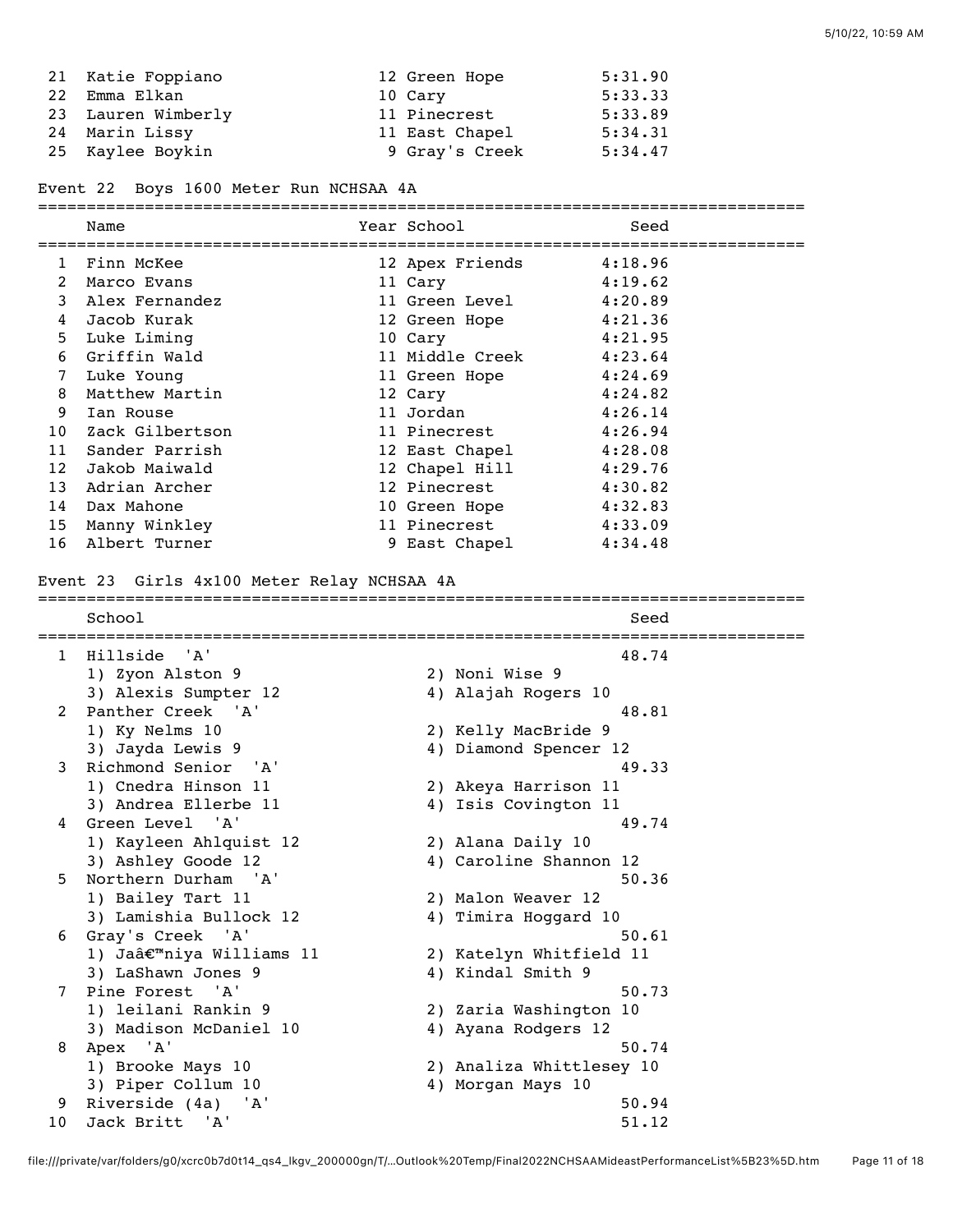| | Name | Year | School | Seed |
|---|---|---|---|---|
| 21 | Katie Foppiano | 12 | Green Hope | 5:31.90 |
| 22 | Emma Elkan | 10 | Cary | 5:33.33 |
| 23 | Lauren Wimberly | 11 | Pinecrest | 5:33.89 |
| 24 | Marin Lissy | 11 | East Chapel | 5:34.31 |
| 25 | Kaylee Boykin | 9 | Gray's Creek | 5:34.47 |

## Event 22 Boys 1600 Meter Run NCHSAA 4A

| | Name | Year | School | Seed |
|---|---|---|---|---|
| 1 | Finn McKee | 12 | Apex Friends | 4:18.96 |
| 2 | Marco Evans | 11 | Cary | 4:19.62 |
| 3 | Alex Fernandez | 11 | Green Level | 4:20.89 |
| 4 | Jacob Kurak | 12 | Green Hope | 4:21.36 |
| 5 | Luke Liming | 10 | Cary | 4:21.95 |
| 6 | Griffin Wald | 11 | Middle Creek | 4:23.64 |
| 7 | Luke Young | 11 | Green Hope | 4:24.69 |
| 8 | Matthew Martin | 12 | Cary | 4:24.82 |
| 9 | Ian Rouse | 11 | Jordan | 4:26.14 |
| 10 | Zack Gilbertson | 11 | Pinecrest | 4:26.94 |
| 11 | Sander Parrish | 12 | East Chapel | 4:28.08 |
| 12 | Jakob Maiwald | 12 | Chapel Hill | 4:29.76 |
| 13 | Adrian Archer | 12 | Pinecrest | 4:30.82 |
| 14 | Dax Mahone | 10 | Green Hope | 4:32.83 |
| 15 | Manny Winkley | 11 | Pinecrest | 4:33.09 |
| 16 | Albert Turner | 9 | East Chapel | 4:34.48 |

## Event 23 Girls 4x100 Meter Relay NCHSAA 4A

| | School | | Seed |
|---|---|---|---|
| 1 | Hillside 'A' | | 48.74 |
| | 1) Zyon Alston 9 | 2) Noni Wise 9 | |
| | 3) Alexis Sumpter 12 | 4) Alajah Rogers 10 | |
| 2 | Panther Creek 'A' | | 48.81 |
| | 1) Ky Nelms 10 | 2) Kelly MacBride 9 | |
| | 3) Jayda Lewis 9 | 4) Diamond Spencer 12 | |
| 3 | Richmond Senior 'A' | | 49.33 |
| | 1) Cnedra Hinson 11 | 2) Akeya Harrison 11 | |
| | 3) Andrea Ellerbe 11 | 4) Isis Covington 11 | |
| 4 | Green Level 'A' | | 49.74 |
| | 1) Kayleen Ahlquist 12 | 2) Alana Daily 10 | |
| | 3) Ashley Goode 12 | 4) Caroline Shannon 12 | |
| 5 | Northern Durham 'A' | | 50.36 |
| | 1) Bailey Tart 11 | 2) Malon Weaver 12 | |
| | 3) Lamishia Bullock 12 | 4) Timira Hoggard 10 | |
| 6 | Gray's Creek 'A' | | 50.61 |
| | 1) Jaâ€™niya Williams 11 | 2) Katelyn Whitfield 11 | |
| | 3) LaShawn Jones 9 | 4) Kindal Smith 9 | |
| 7 | Pine Forest 'A' | | 50.73 |
| | 1) leilani Rankin 9 | 2) Zaria Washington 10 | |
| | 3) Madison McDaniel 10 | 4) Ayana Rodgers 12 | |
| 8 | Apex 'A' | | 50.74 |
| | 1) Brooke Mays 10 | 2) Analiza Whittlesey 10 | |
| | 3) Piper Collum 10 | 4) Morgan Mays 10 | |
| 9 | Riverside (4a) 'A' | | 50.94 |
| 10 | Jack Britt 'A' | | 51.12 |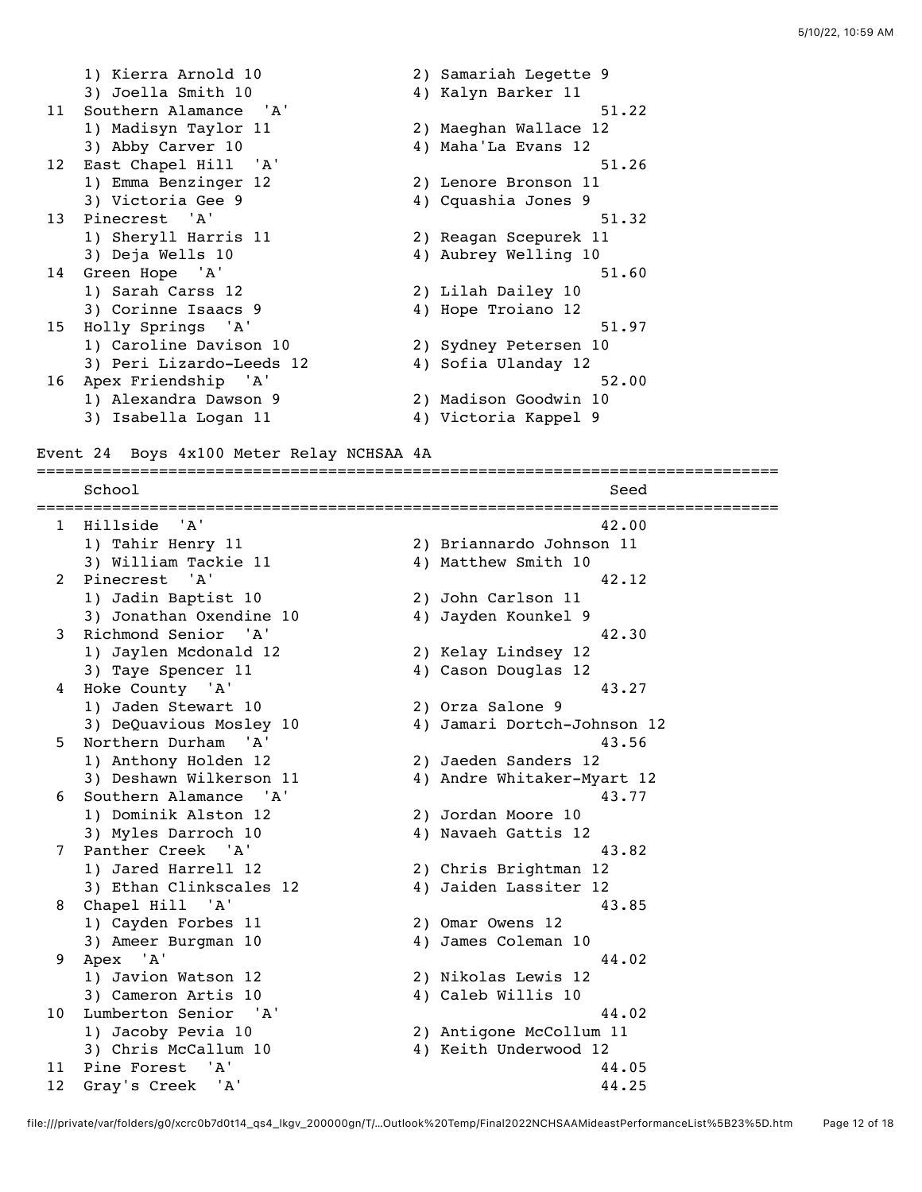1) Kierra Arnold 10  2) Samariah Legette 9
3) Joella Smith 10  4) Kalyn Barker 11

| | School | Seed |
|---|---|---|
| 11 | Southern Alamance 'A' | 51.22 |
| | 1) Madisyn Taylor 11 2) Maeghan Wallace 12 3) Abby Carver 10 4) Maha'La Evans 12 | |
| 12 | East Chapel Hill 'A' | 51.26 |
| | 1) Emma Benzinger 12 2) Lenore Bronson 11 3) Victoria Gee 9 4) Cquashia Jones 9 | |
| 13 | Pinecrest 'A' | 51.32 |
| | 1) Sheryll Harris 11 2) Reagan Scepurek 11 3) Deja Wells 10 4) Aubrey Welling 10 | |
| 14 | Green Hope 'A' | 51.60 |
| | 1) Sarah Carss 12 2) Lilah Dailey 10 3) Corinne Isaacs 9 4) Hope Troiano 12 | |
| 15 | Holly Springs 'A' | 51.97 |
| | 1) Caroline Davison 10 2) Sydney Petersen 10 3) Peri Lizardo-Leeds 12 4) Sofia Ulanday 12 | |
| 16 | Apex Friendship 'A' | 52.00 |
| | 1) Alexandra Dawson 9 2) Madison Goodwin 10 3) Isabella Logan 11 4) Victoria Kappel 9 | |

## Event 24 Boys 4x100 Meter Relay NCHSAA 4A

| | School | Seed |
|---|---|---|
| 1 | Hillside 'A' | 42.00 |
| | 1) Tahir Henry 11 2) Briannardo Johnson 11 3) William Tackie 11 4) Matthew Smith 10 | |
| 2 | Pinecrest 'A' | 42.12 |
| | 1) Jadin Baptist 10 2) John Carlson 11 3) Jonathan Oxendine 10 4) Jayden Kounkel 9 | |
| 3 | Richmond Senior 'A' | 42.30 |
| | 1) Jaylen Mcdonald 12 2) Kelay Lindsey 12 3) Taye Spencer 11 4) Cason Douglas 12 | |
| 4 | Hoke County 'A' | 43.27 |
| | 1) Jaden Stewart 10 2) Orza Salone 9 3) DeQuavious Mosley 10 4) Jamari Dortch-Johnson 12 | |
| 5 | Northern Durham 'A' | 43.56 |
| | 1) Anthony Holden 12 2) Jaeden Sanders 12 3) Deshawn Wilkerson 11 4) Andre Whitaker-Myart 12 | |
| 6 | Southern Alamance 'A' | 43.77 |
| | 1) Dominik Alston 12 2) Jordan Moore 10 3) Myles Darroch 10 4) Navaeh Gattis 12 | |
| 7 | Panther Creek 'A' | 43.82 |
| | 1) Jared Harrell 12 2) Chris Brightman 12 3) Ethan Clinkscales 12 4) Jaiden Lassiter 12 | |
| 8 | Chapel Hill 'A' | 43.85 |
| | 1) Cayden Forbes 11 2) Omar Owens 12 3) Ameer Burgman 10 4) James Coleman 10 | |
| 9 | Apex 'A' | 44.02 |
| | 1) Javion Watson 12 2) Nikolas Lewis 12 3) Cameron Artis 10 4) Caleb Willis 10 | |
| 10 | Lumberton Senior 'A' | 44.02 |
| | 1) Jacoby Pevia 10 2) Antigone McCollum 11 3) Chris McCallum 10 4) Keith Underwood 12 | |
| 11 | Pine Forest 'A' | 44.05 |
| 12 | Gray's Creek 'A' | 44.25 |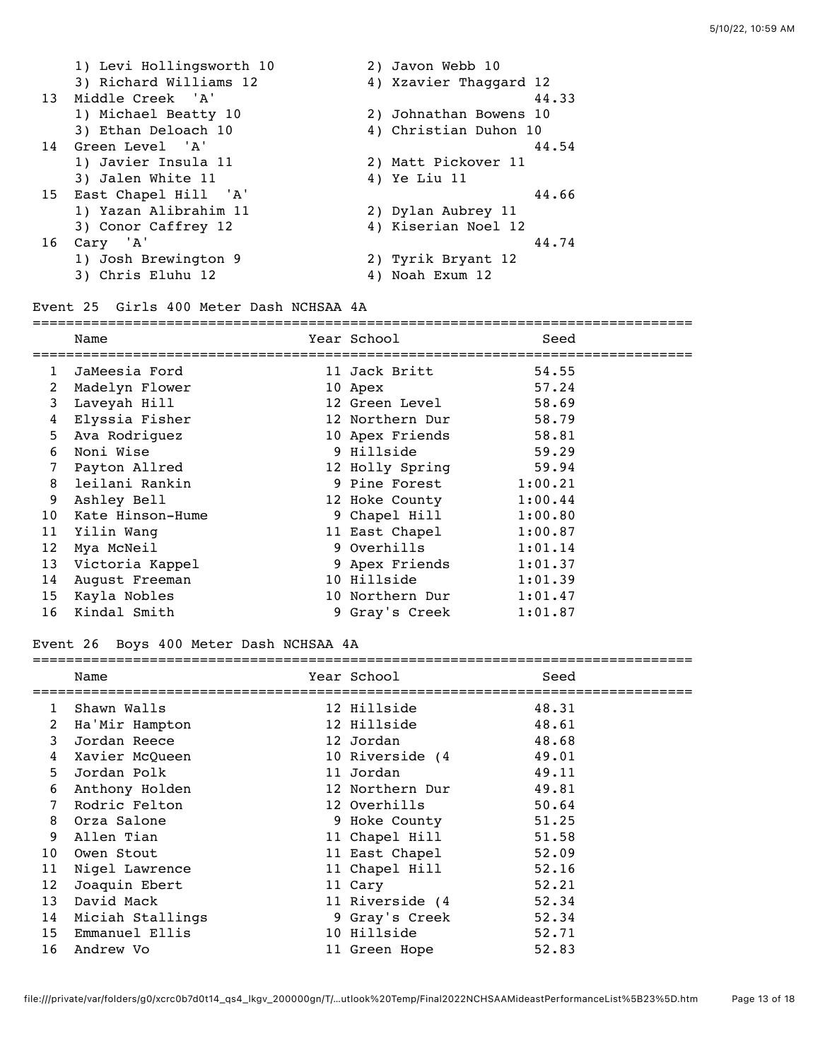| | | | |
|---|---|---|---|
| | 1) Levi Hollingsworth 10 | 2) Javon Webb 10 | |
| | 3) Richard Williams 12 | 4) Xzavier Thaggard 12 | |
| 13 | Middle Creek 'A' | | 44.33 |
| | 1) Michael Beatty 10 | 2) Johnathan Bowens 10 | |
| | 3) Ethan Deloach 10 | 4) Christian Duhon 10 | |
| 14 | Green Level 'A' | | 44.54 |
| | 1) Javier Insula 11 | 2) Matt Pickover 11 | |
| | 3) Jalen White 11 | 4) Ye Liu 11 | |
| 15 | East Chapel Hill 'A' | | 44.66 |
| | 1) Yazan Alibrahim 11 | 2) Dylan Aubrey 11 | |
| | 3) Conor Caffrey 12 | 4) Kiserian Noel 12 | |
| 16 | Cary 'A' | | 44.74 |
| | 1) Josh Brewington 9 | 2) Tyrik Bryant 12 | |
| | 3) Chris Eluhu 12 | 4) Noah Exum 12 | |

## Event 25 Girls 400 Meter Dash NCHSAA 4A

| | Name | Year | School | Seed |
|---|---|---|---|---|
| 1 | JaMeesia Ford | 11 | Jack Britt | 54.55 |
| 2 | Madelyn Flower | 10 | Apex | 57.24 |
| 3 | Laveyah Hill | 12 | Green Level | 58.69 |
| 4 | Elyssia Fisher | 12 | Northern Dur | 58.79 |
| 5 | Ava Rodriguez | 10 | Apex Friends | 58.81 |
| 6 | Noni Wise | 9 | Hillside | 59.29 |
| 7 | Payton Allred | 12 | Holly Spring | 59.94 |
| 8 | leilani Rankin | 9 | Pine Forest | 1:00.21 |
| 9 | Ashley Bell | 12 | Hoke County | 1:00.44 |
| 10 | Kate Hinson-Hume | 9 | Chapel Hill | 1:00.80 |
| 11 | Yilin Wang | 11 | East Chapel | 1:00.87 |
| 12 | Mya McNeil | 9 | Overhills | 1:01.14 |
| 13 | Victoria Kappel | 9 | Apex Friends | 1:01.37 |
| 14 | August Freeman | 10 | Hillside | 1:01.39 |
| 15 | Kayla Nobles | 10 | Northern Dur | 1:01.47 |
| 16 | Kindal Smith | 9 | Gray's Creek | 1:01.87 |

## Event 26 Boys 400 Meter Dash NCHSAA 4A

| | Name | Year | School | Seed |
|---|---|---|---|---|
| 1 | Shawn Walls | 12 | Hillside | 48.31 |
| 2 | Ha'Mir Hampton | 12 | Hillside | 48.61 |
| 3 | Jordan Reece | 12 | Jordan | 48.68 |
| 4 | Xavier McQueen | 10 | Riverside (4 | 49.01 |
| 5 | Jordan Polk | 11 | Jordan | 49.11 |
| 6 | Anthony Holden | 12 | Northern Dur | 49.81 |
| 7 | Rodric Felton | 12 | Overhills | 50.64 |
| 8 | Orza Salone | 9 | Hoke County | 51.25 |
| 9 | Allen Tian | 11 | Chapel Hill | 51.58 |
| 10 | Owen Stout | 11 | East Chapel | 52.09 |
| 11 | Nigel Lawrence | 11 | Chapel Hill | 52.16 |
| 12 | Joaquin Ebert | 11 | Cary | 52.21 |
| 13 | David Mack | 11 | Riverside (4 | 52.34 |
| 14 | Miciah Stallings | 9 | Gray's Creek | 52.34 |
| 15 | Emmanuel Ellis | 10 | Hillside | 52.71 |
| 16 | Andrew Vo | 11 | Green Hope | 52.83 |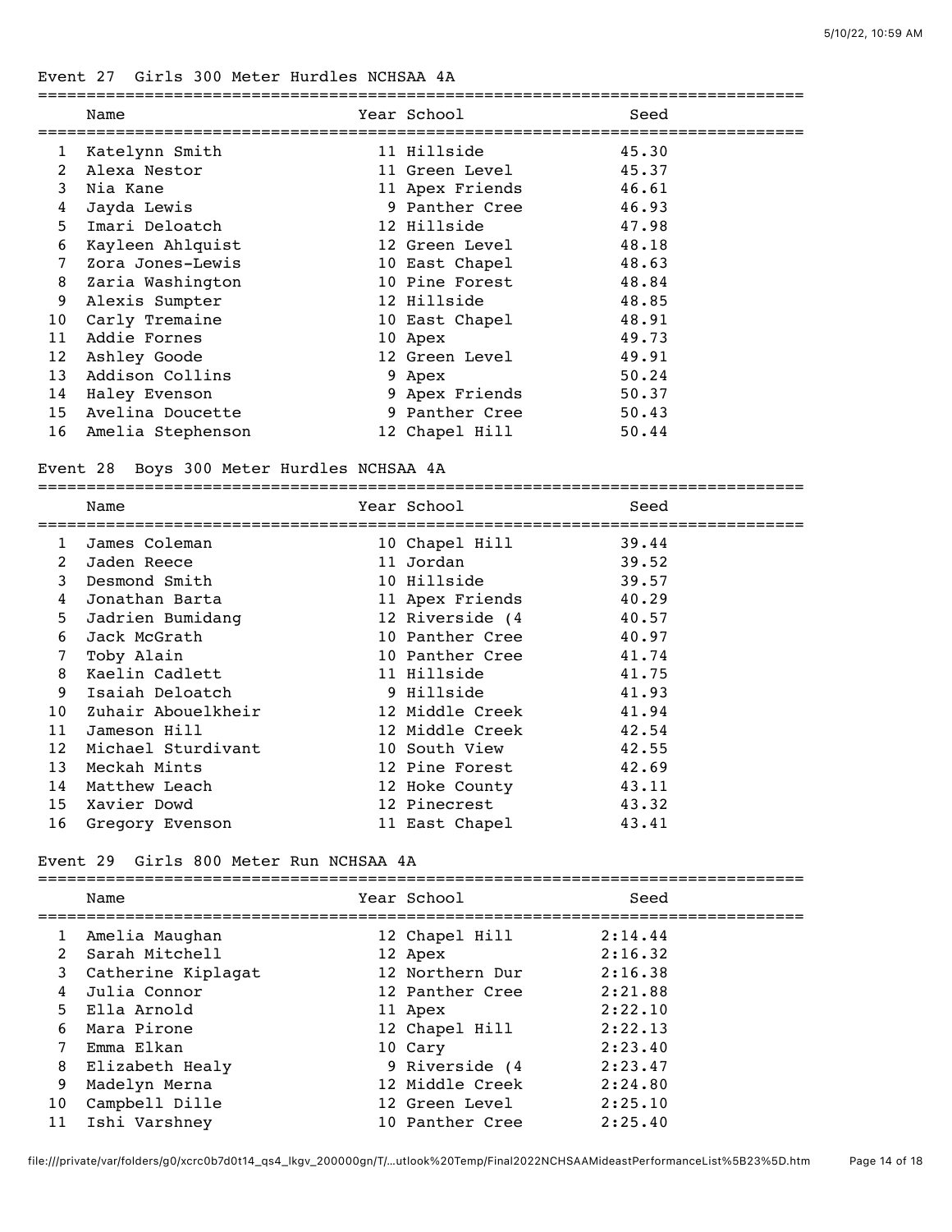## Event 27 Girls 300 Meter Hurdles NCHSAA 4A

| | Name | Year | School | Seed |
|---|---|---|---|---|
| 1 | Katelynn Smith | 11 | Hillside | 45.30 |
| 2 | Alexa Nestor | 11 | Green Level | 45.37 |
| 3 | Nia Kane | 11 | Apex Friends | 46.61 |
| 4 | Jayda Lewis | 9 | Panther Cree | 46.93 |
| 5 | Imari Deloatch | 12 | Hillside | 47.98 |
| 6 | Kayleen Ahlquist | 12 | Green Level | 48.18 |
| 7 | Zora Jones-Lewis | 10 | East Chapel | 48.63 |
| 8 | Zaria Washington | 10 | Pine Forest | 48.84 |
| 9 | Alexis Sumpter | 12 | Hillside | 48.85 |
| 10 | Carly Tremaine | 10 | East Chapel | 48.91 |
| 11 | Addie Fornes | 10 | Apex | 49.73 |
| 12 | Ashley Goode | 12 | Green Level | 49.91 |
| 13 | Addison Collins | 9 | Apex | 50.24 |
| 14 | Haley Evenson | 9 | Apex Friends | 50.37 |
| 15 | Avelina Doucette | 9 | Panther Cree | 50.43 |
| 16 | Amelia Stephenson | 12 | Chapel Hill | 50.44 |

## Event 28 Boys 300 Meter Hurdles NCHSAA 4A

| | Name | Year | School | Seed |
|---|---|---|---|---|
| 1 | James Coleman | 10 | Chapel Hill | 39.44 |
| 2 | Jaden Reece | 11 | Jordan | 39.52 |
| 3 | Desmond Smith | 10 | Hillside | 39.57 |
| 4 | Jonathan Barta | 11 | Apex Friends | 40.29 |
| 5 | Jadrien Bumidang | 12 | Riverside (4 | 40.57 |
| 6 | Jack McGrath | 10 | Panther Cree | 40.97 |
| 7 | Toby Alain | 10 | Panther Cree | 41.74 |
| 8 | Kaelin Cadlett | 11 | Hillside | 41.75 |
| 9 | Isaiah Deloatch | 9 | Hillside | 41.93 |
| 10 | Zuhair Abouelkheir | 12 | Middle Creek | 41.94 |
| 11 | Jameson Hill | 12 | Middle Creek | 42.54 |
| 12 | Michael Sturdivant | 10 | South View | 42.55 |
| 13 | Meckah Mints | 12 | Pine Forest | 42.69 |
| 14 | Matthew Leach | 12 | Hoke County | 43.11 |
| 15 | Xavier Dowd | 12 | Pinecrest | 43.32 |
| 16 | Gregory Evenson | 11 | East Chapel | 43.41 |

## Event 29 Girls 800 Meter Run NCHSAA 4A

| | Name | Year | School | Seed |
|---|---|---|---|---|
| 1 | Amelia Maughan | 12 | Chapel Hill | 2:14.44 |
| 2 | Sarah Mitchell | 12 | Apex | 2:16.32 |
| 3 | Catherine Kiplagat | 12 | Northern Dur | 2:16.38 |
| 4 | Julia Connor | 12 | Panther Cree | 2:21.88 |
| 5 | Ella Arnold | 11 | Apex | 2:22.10 |
| 6 | Mara Pirone | 12 | Chapel Hill | 2:22.13 |
| 7 | Emma Elkan | 10 | Cary | 2:23.40 |
| 8 | Elizabeth Healy | 9 | Riverside (4 | 2:23.47 |
| 9 | Madelyn Merna | 12 | Middle Creek | 2:24.80 |
| 10 | Campbell Dille | 12 | Green Level | 2:25.10 |
| 11 | Ishi Varshney | 10 | Panther Cree | 2:25.40 |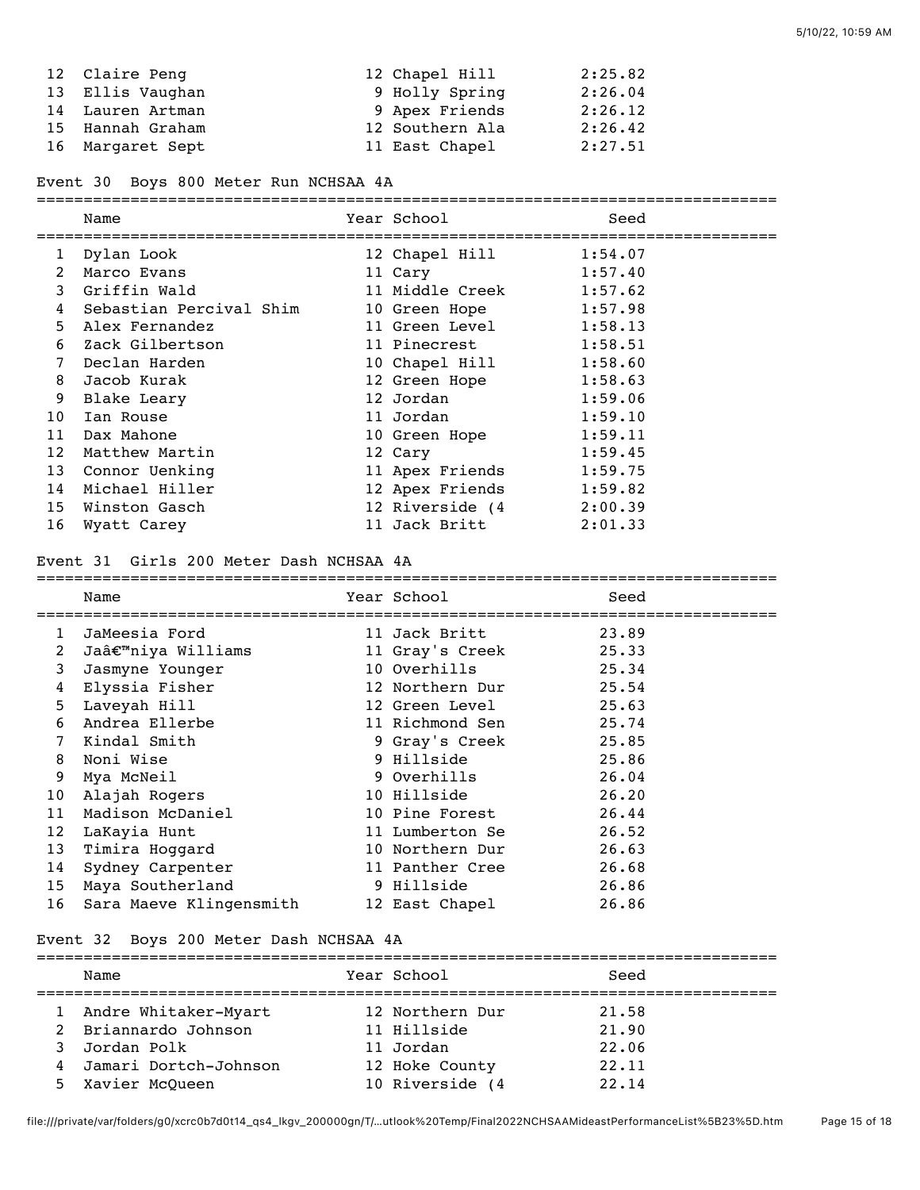| | Name | Year | School | Seed |
|---|---|---|---|---|
| 12 | Claire Peng | 12 | Chapel Hill | 2:25.82 |
| 13 | Ellis Vaughan | 9 | Holly Spring | 2:26.04 |
| 14 | Lauren Artman | 9 | Apex Friends | 2:26.12 |
| 15 | Hannah Graham | 12 | Southern Ala | 2:26.42 |
| 16 | Margaret Sept | 11 | East Chapel | 2:27.51 |

## Event 30 Boys 800 Meter Run NCHSAA 4A

| | Name | Year | School | Seed |
|---|---|---|---|---|
| 1 | Dylan Look | 12 | Chapel Hill | 1:54.07 |
| 2 | Marco Evans | 11 | Cary | 1:57.40 |
| 3 | Griffin Wald | 11 | Middle Creek | 1:57.62 |
| 4 | Sebastian Percival Shim | 10 | Green Hope | 1:57.98 |
| 5 | Alex Fernandez | 11 | Green Level | 1:58.13 |
| 6 | Zack Gilbertson | 11 | Pinecrest | 1:58.51 |
| 7 | Declan Harden | 10 | Chapel Hill | 1:58.60 |
| 8 | Jacob Kurak | 12 | Green Hope | 1:58.63 |
| 9 | Blake Leary | 12 | Jordan | 1:59.06 |
| 10 | Ian Rouse | 11 | Jordan | 1:59.10 |
| 11 | Dax Mahone | 10 | Green Hope | 1:59.11 |
| 12 | Matthew Martin | 12 | Cary | 1:59.45 |
| 13 | Connor Uenking | 11 | Apex Friends | 1:59.75 |
| 14 | Michael Hiller | 12 | Apex Friends | 1:59.82 |
| 15 | Winston Gasch | 12 | Riverside (4 | 2:00.39 |
| 16 | Wyatt Carey | 11 | Jack Britt | 2:01.33 |

## Event 31 Girls 200 Meter Dash NCHSAA 4A

| | Name | Year | School | Seed |
|---|---|---|---|---|
| 1 | JaMeesia Ford | 11 | Jack Britt | 23.89 |
| 2 | Jaâ€™niya Williams | 11 | Gray's Creek | 25.33 |
| 3 | Jasmyne Younger | 10 | Overhills | 25.34 |
| 4 | Elyssia Fisher | 12 | Northern Dur | 25.54 |
| 5 | Laveyah Hill | 12 | Green Level | 25.63 |
| 6 | Andrea Ellerbe | 11 | Richmond Sen | 25.74 |
| 7 | Kindal Smith | 9 | Gray's Creek | 25.85 |
| 8 | Noni Wise | 9 | Hillside | 25.86 |
| 9 | Mya McNeil | 9 | Overhills | 26.04 |
| 10 | Alajah Rogers | 10 | Hillside | 26.20 |
| 11 | Madison McDaniel | 10 | Pine Forest | 26.44 |
| 12 | LaKayia Hunt | 11 | Lumberton Se | 26.52 |
| 13 | Timira Hoggard | 10 | Northern Dur | 26.63 |
| 14 | Sydney Carpenter | 11 | Panther Cree | 26.68 |
| 15 | Maya Southerland | 9 | Hillside | 26.86 |
| 16 | Sara Maeve Klingensmith | 12 | East Chapel | 26.86 |

## Event 32 Boys 200 Meter Dash NCHSAA 4A

| | Name | Year | School | Seed |
|---|---|---|---|---|
| 1 | Andre Whitaker-Myart | 12 | Northern Dur | 21.58 |
| 2 | Briannardo Johnson | 11 | Hillside | 21.90 |
| 3 | Jordan Polk | 11 | Jordan | 22.06 |
| 4 | Jamari Dortch-Johnson | 12 | Hoke County | 22.11 |
| 5 | Xavier McQueen | 10 | Riverside (4 | 22.14 |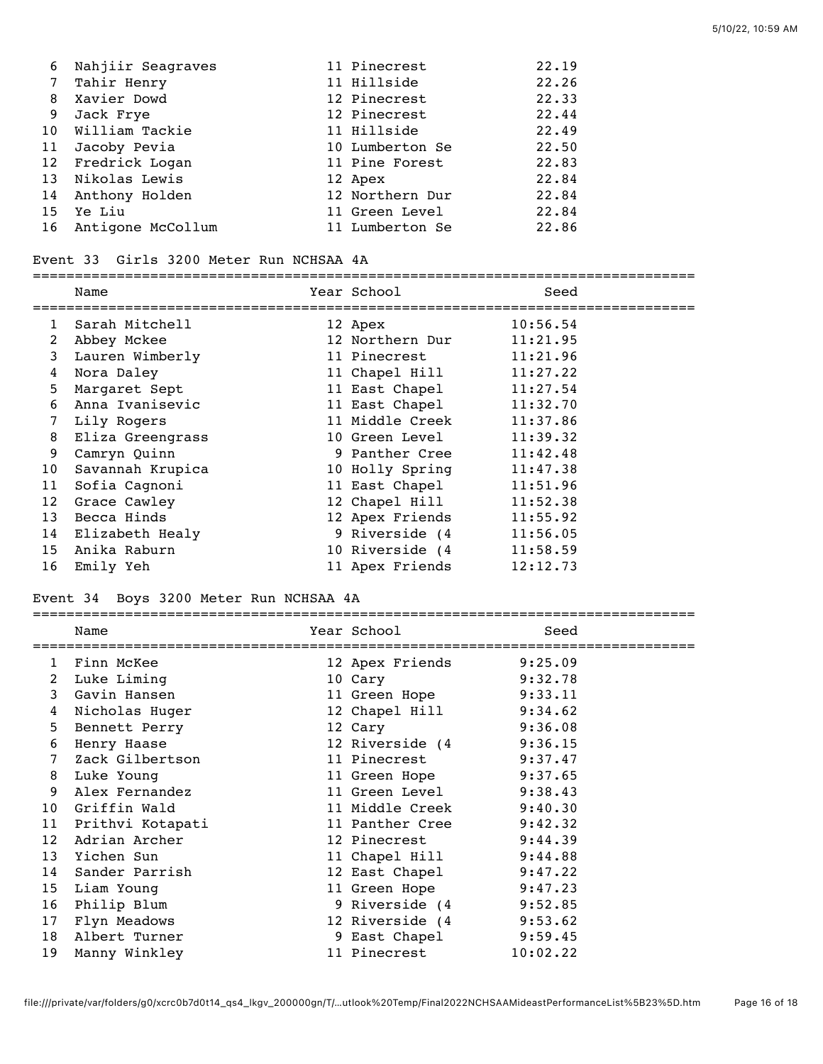| | Name | Year | School | Seed |
|---|---|---|---|---|
| 6 | Nahjiir Seagraves | 11 | Pinecrest | 22.19 |
| 7 | Tahir Henry | 11 | Hillside | 22.26 |
| 8 | Xavier Dowd | 12 | Pinecrest | 22.33 |
| 9 | Jack Frye | 12 | Pinecrest | 22.44 |
| 10 | William Tackie | 11 | Hillside | 22.49 |
| 11 | Jacoby Pevia | 10 | Lumberton Se | 22.50 |
| 12 | Fredrick Logan | 11 | Pine Forest | 22.83 |
| 13 | Nikolas Lewis | 12 | Apex | 22.84 |
| 14 | Anthony Holden | 12 | Northern Dur | 22.84 |
| 15 | Ye Liu | 11 | Green Level | 22.84 |
| 16 | Antigone McCollum | 11 | Lumberton Se | 22.86 |

Event 33 Girls 3200 Meter Run NCHSAA 4A

| | Name | Year | School | Seed |
|---|---|---|---|---|
| 1 | Sarah Mitchell | 12 | Apex | 10:56.54 |
| 2 | Abbey Mckee | 12 | Northern Dur | 11:21.95 |
| 3 | Lauren Wimberly | 11 | Pinecrest | 11:21.96 |
| 4 | Nora Daley | 11 | Chapel Hill | 11:27.22 |
| 5 | Margaret Sept | 11 | East Chapel | 11:27.54 |
| 6 | Anna Ivanisevic | 11 | East Chapel | 11:32.70 |
| 7 | Lily Rogers | 11 | Middle Creek | 11:37.86 |
| 8 | Eliza Greengrass | 10 | Green Level | 11:39.32 |
| 9 | Camryn Quinn | 9 | Panther Cree | 11:42.48 |
| 10 | Savannah Krupica | 10 | Holly Spring | 11:47.38 |
| 11 | Sofia Cagnoni | 11 | East Chapel | 11:51.96 |
| 12 | Grace Cawley | 12 | Chapel Hill | 11:52.38 |
| 13 | Becca Hinds | 12 | Apex Friends | 11:55.92 |
| 14 | Elizabeth Healy | 9 | Riverside (4 | 11:56.05 |
| 15 | Anika Raburn | 10 | Riverside (4 | 11:58.59 |
| 16 | Emily Yeh | 11 | Apex Friends | 12:12.73 |

Event 34 Boys 3200 Meter Run NCHSAA 4A

| | Name | Year | School | Seed |
|---|---|---|---|---|
| 1 | Finn McKee | 12 | Apex Friends | 9:25.09 |
| 2 | Luke Liming | 10 | Cary | 9:32.78 |
| 3 | Gavin Hansen | 11 | Green Hope | 9:33.11 |
| 4 | Nicholas Huger | 12 | Chapel Hill | 9:34.62 |
| 5 | Bennett Perry | 12 | Cary | 9:36.08 |
| 6 | Henry Haase | 12 | Riverside (4 | 9:36.15 |
| 7 | Zack Gilbertson | 11 | Pinecrest | 9:37.47 |
| 8 | Luke Young | 11 | Green Hope | 9:37.65 |
| 9 | Alex Fernandez | 11 | Green Level | 9:38.43 |
| 10 | Griffin Wald | 11 | Middle Creek | 9:40.30 |
| 11 | Prithvi Kotapati | 11 | Panther Cree | 9:42.32 |
| 12 | Adrian Archer | 12 | Pinecrest | 9:44.39 |
| 13 | Yichen Sun | 11 | Chapel Hill | 9:44.88 |
| 14 | Sander Parrish | 12 | East Chapel | 9:47.22 |
| 15 | Liam Young | 11 | Green Hope | 9:47.23 |
| 16 | Philip Blum | 9 | Riverside (4 | 9:52.85 |
| 17 | Flyn Meadows | 12 | Riverside (4 | 9:53.62 |
| 18 | Albert Turner | 9 | East Chapel | 9:59.45 |
| 19 | Manny Winkley | 11 | Pinecrest | 10:02.22 |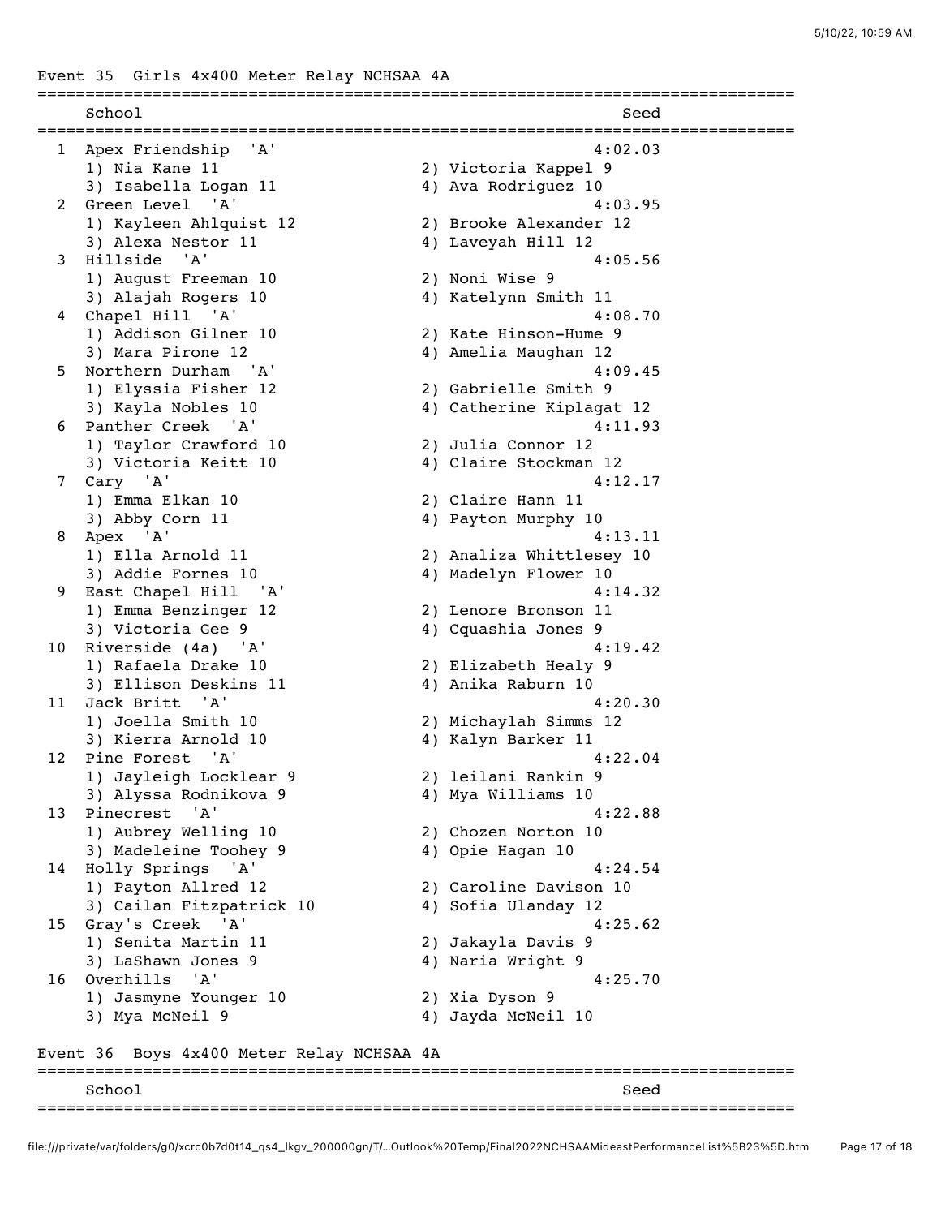## Event 35 Girls 4x400 Meter Relay NCHSAA 4A

| | School | Seed |
|---|---|---|
| 1 | Apex Friendship 'A' | 4:02.03 |
| | 1) Nia Kane 11; 2) Victoria Kappel 9; 3) Isabella Logan 11; 4) Ava Rodriguez 10 | |
| 2 | Green Level 'A' | 4:03.95 |
| | 1) Kayleen Ahlquist 12; 2) Brooke Alexander 12; 3) Alexa Nestor 11; 4) Laveyah Hill 12 | |
| 3 | Hillside 'A' | 4:05.56 |
| | 1) August Freeman 10; 2) Noni Wise 9; 3) Alajah Rogers 10; 4) Katelynn Smith 11 | |
| 4 | Chapel Hill 'A' | 4:08.70 |
| | 1) Addison Gilner 10; 2) Kate Hinson-Hume 9; 3) Mara Pirone 12; 4) Amelia Maughan 12 | |
| 5 | Northern Durham 'A' | 4:09.45 |
| | 1) Elyssia Fisher 12; 2) Gabrielle Smith 9; 3) Kayla Nobles 10; 4) Catherine Kiplagat 12 | |
| 6 | Panther Creek 'A' | 4:11.93 |
| | 1) Taylor Crawford 10; 2) Julia Connor 12; 3) Victoria Keitt 10; 4) Claire Stockman 12 | |
| 7 | Cary 'A' | 4:12.17 |
| | 1) Emma Elkan 10; 2) Claire Hann 11; 3) Abby Corn 11; 4) Payton Murphy 10 | |
| 8 | Apex 'A' | 4:13.11 |
| | 1) Ella Arnold 11; 2) Analiza Whittlesey 10; 3) Addie Fornes 10; 4) Madelyn Flower 10 | |
| 9 | East Chapel Hill 'A' | 4:14.32 |
| | 1) Emma Benzinger 12; 2) Lenore Bronson 11; 3) Victoria Gee 9; 4) Cquashia Jones 9 | |
| 10 | Riverside (4a) 'A' | 4:19.42 |
| | 1) Rafaela Drake 10; 2) Elizabeth Healy 9; 3) Ellison Deskins 11; 4) Anika Raburn 10 | |
| 11 | Jack Britt 'A' | 4:20.30 |
| | 1) Joella Smith 10; 2) Michaylah Simms 12; 3) Kierra Arnold 10; 4) Kalyn Barker 11 | |
| 12 | Pine Forest 'A' | 4:22.04 |
| | 1) Jayleigh Locklear 9; 2) leilani Rankin 9; 3) Alyssa Rodnikova 9; 4) Mya Williams 10 | |
| 13 | Pinecrest 'A' | 4:22.88 |
| | 1) Aubrey Welling 10; 2) Chozen Norton 10; 3) Madeleine Toohey 9; 4) Opie Hagan 10 | |
| 14 | Holly Springs 'A' | 4:24.54 |
| | 1) Payton Allred 12; 2) Caroline Davison 10; 3) Cailan Fitzpatrick 10; 4) Sofia Ulanday 12 | |
| 15 | Gray's Creek 'A' | 4:25.62 |
| | 1) Senita Martin 11; 2) Jakayla Davis 9; 3) LaShawn Jones 9; 4) Naria Wright 9 | |
| 16 | Overhills 'A' | 4:25.70 |
| | 1) Jasmyne Younger 10; 2) Xia Dyson 9; 3) Mya McNeil 9; 4) Jayda McNeil 10 | |

## Event 36 Boys 4x400 Meter Relay NCHSAA 4A

| | School | Seed |
|---|---|---|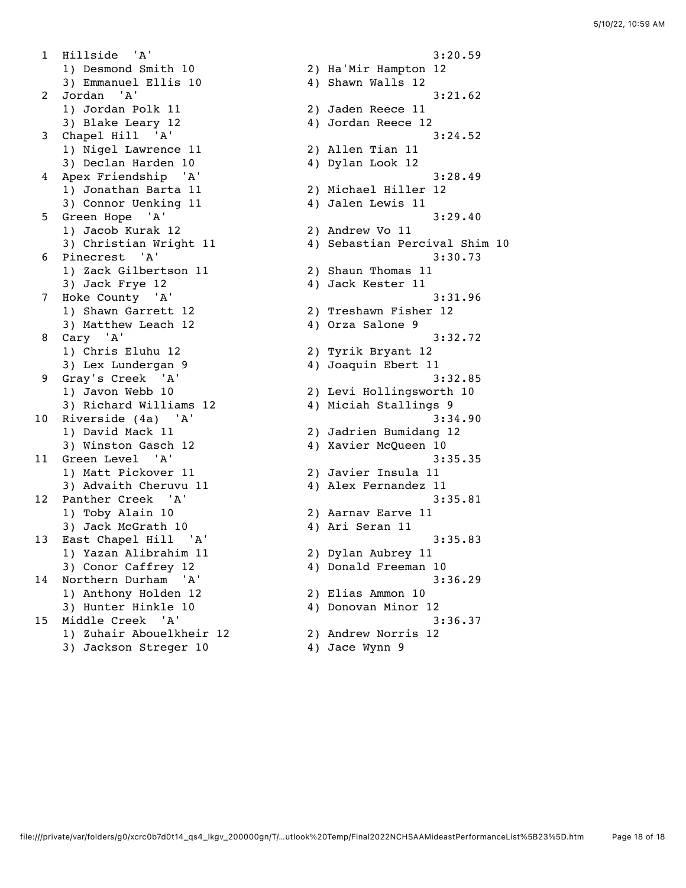```
  1 Hillside  'A'                                          3:20.59
     1) Desmond Smith 10              2) Ha'Mir Hampton 12
     3) Emmanuel Ellis 10             4) Shawn Walls 12
  2 Jordan  'A'                                            3:21.62
     1) Jordan Polk 11                2) Jaden Reece 11
     3) Blake Leary 12                4) Jordan Reece 12
  3 Chapel Hill  'A'                                       3:24.52
     1) Nigel Lawrence 11             2) Allen Tian 11
     3) Declan Harden 10              4) Dylan Look 12
  4 Apex Friendship  'A'                                   3:28.49
     1) Jonathan Barta 11             2) Michael Hiller 12
     3) Connor Uenking 11             4) Jalen Lewis 11
  5 Green Hope  'A'                                        3:29.40
     1) Jacob Kurak 12                2) Andrew Vo 11
     3) Christian Wright 11           4) Sebastian Percival Shim 10
  6 Pinecrest  'A'                                         3:30.73
     1) Zack Gilbertson 11            2) Shaun Thomas 11
     3) Jack Frye 12                  4) Jack Kester 11
  7 Hoke County  'A'                                       3:31.96
     1) Shawn Garrett 12              2) Treshawn Fisher 12
     3) Matthew Leach 12              4) Orza Salone 9
  8 Cary  'A'                                              3:32.72
     1) Chris Eluhu 12                2) Tyrik Bryant 12
     3) Lex Lundergan 9               4) Joaquin Ebert 11
  9 Gray's Creek  'A'                                      3:32.85
     1) Javon Webb 10                 2) Levi Hollingsworth 10
     3) Richard Williams 12           4) Miciah Stallings 9
 10 Riverside (4a)  'A'                                    3:34.90
     1) David Mack 11                 2) Jadrien Bumidang 12
     3) Winston Gasch 12              4) Xavier McQueen 10
 11 Green Level  'A'                                       3:35.35
     1) Matt Pickover 11              2) Javier Insula 11
     3) Advaith Cheruvu 11            4) Alex Fernandez 11
 12 Panther Creek  'A'                                     3:35.81
     1) Toby Alain 10                 2) Aarnav Earve 11
     3) Jack McGrath 10               4) Ari Seran 11
 13 East Chapel Hill  'A'                                  3:35.83
     1) Yazan Alibrahim 11            2) Dylan Aubrey 11
     3) Conor Caffrey 12              4) Donald Freeman 10
 14 Northern Durham  'A'                                   3:36.29
     1) Anthony Holden 12             2) Elias Ammon 10
     3) Hunter Hinkle 10              4) Donovan Minor 12
 15 Middle Creek  'A'                                      3:36.37
     1) Zuhair Abouelkheir 12         2) Andrew Norris 12
     3) Jackson Streger 10            4) Jace Wynn 9
```